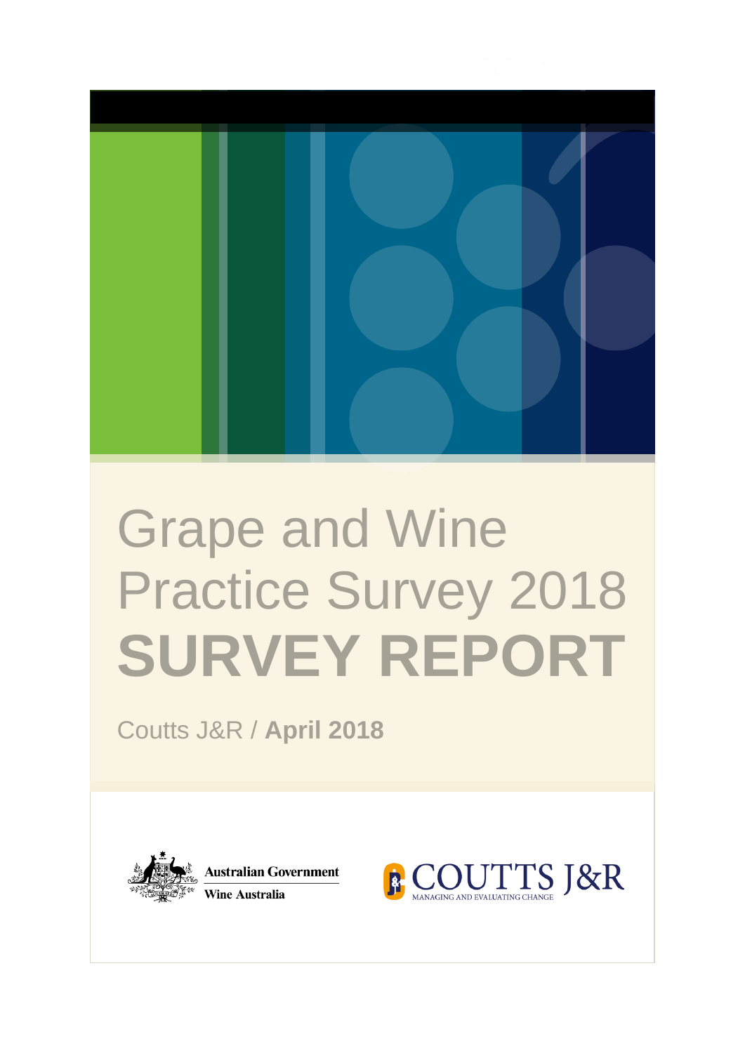# Grape and Wine Practice Survey 2018 SURVEY REPORT

Coutts J&R / **April 2018**

Australian Government

Wine Australia

COUTTS J&R

MANAGING AND EVALUATING CHANGE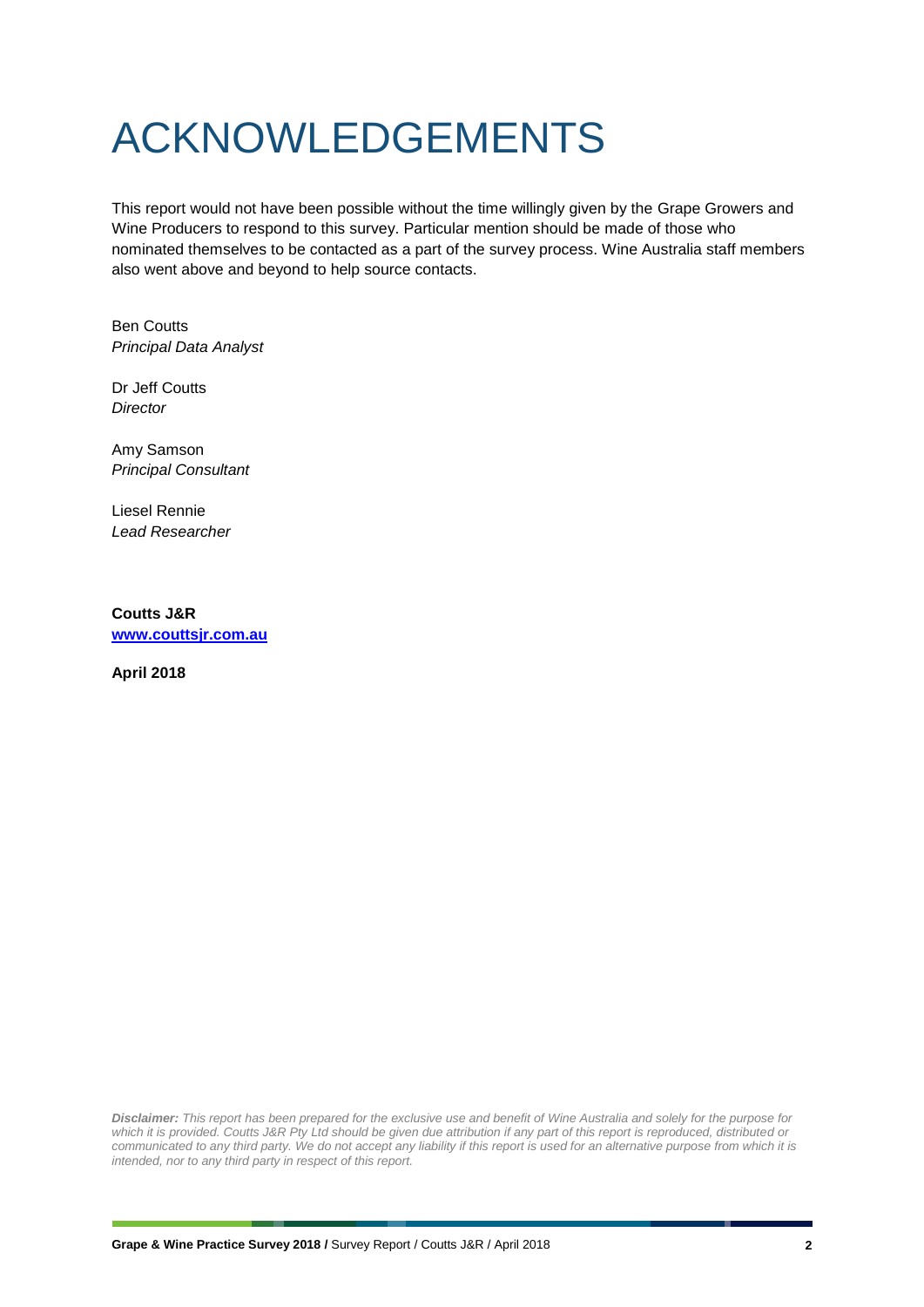# ACKNOWLEDGEMENTS

This report would not have been possible without the time willingly given by the Grape Growers and Wine Producers to respond to this survey. Particular mention should be made of those who nominated themselves to be contacted as a part of the survey process. Wine Australia staff members also went above and beyond to help source contacts.

Ben Coutts
*Principal Data Analyst*

Dr Jeff Coutts
*Director*

Amy Samson
*Principal Consultant*

Liesel Rennie
*Lead Researcher*

**Coutts J&R**
**www.couttsjr.com.au**

**April 2018**

***Disclaimer:*** *This report has been prepared for the exclusive use and benefit of Wine Australia and solely for the purpose for which it is provided. Coutts J&R Pty Ltd should be given due attribution if any part of this report is reproduced, distributed or communicated to any third party. We do not accept any liability if this report is used for an alternative purpose from which it is intended, nor to any third party in respect of this report.*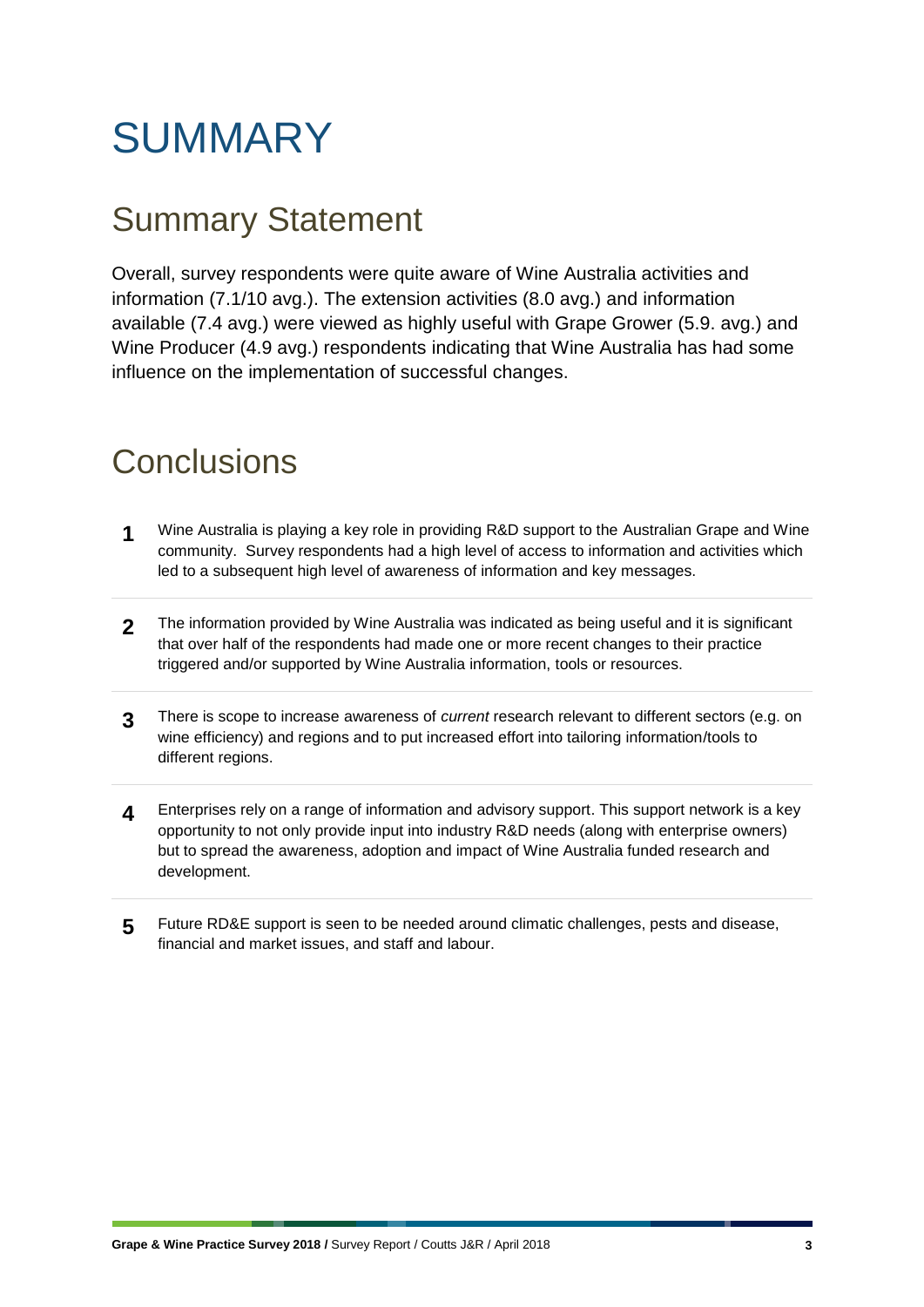# SUMMARY

## Summary Statement

Overall, survey respondents were quite aware of Wine Australia activities and information (7.1/10 avg.). The extension activities (8.0 avg.) and information available (7.4 avg.) were viewed as highly useful with Grape Grower (5.9. avg.) and Wine Producer (4.9 avg.) respondents indicating that Wine Australia has had some influence on the implementation of successful changes.

## Conclusions

**1** Wine Australia is playing a key role in providing R&D support to the Australian Grape and Wine community. Survey respondents had a high level of access to information and activities which led to a subsequent high level of awareness of information and key messages.

**2** The information provided by Wine Australia was indicated as being useful and it is significant that over half of the respondents had made one or more recent changes to their practice triggered and/or supported by Wine Australia information, tools or resources.

**3** There is scope to increase awareness of *current* research relevant to different sectors (e.g. on wine efficiency) and regions and to put increased effort into tailoring information/tools to different regions.

**4** Enterprises rely on a range of information and advisory support. This support network is a key opportunity to not only provide input into industry R&D needs (along with enterprise owners) but to spread the awareness, adoption and impact of Wine Australia funded research and development.

**5** Future RD&E support is seen to be needed around climatic challenges, pests and disease, financial and market issues, and staff and labour.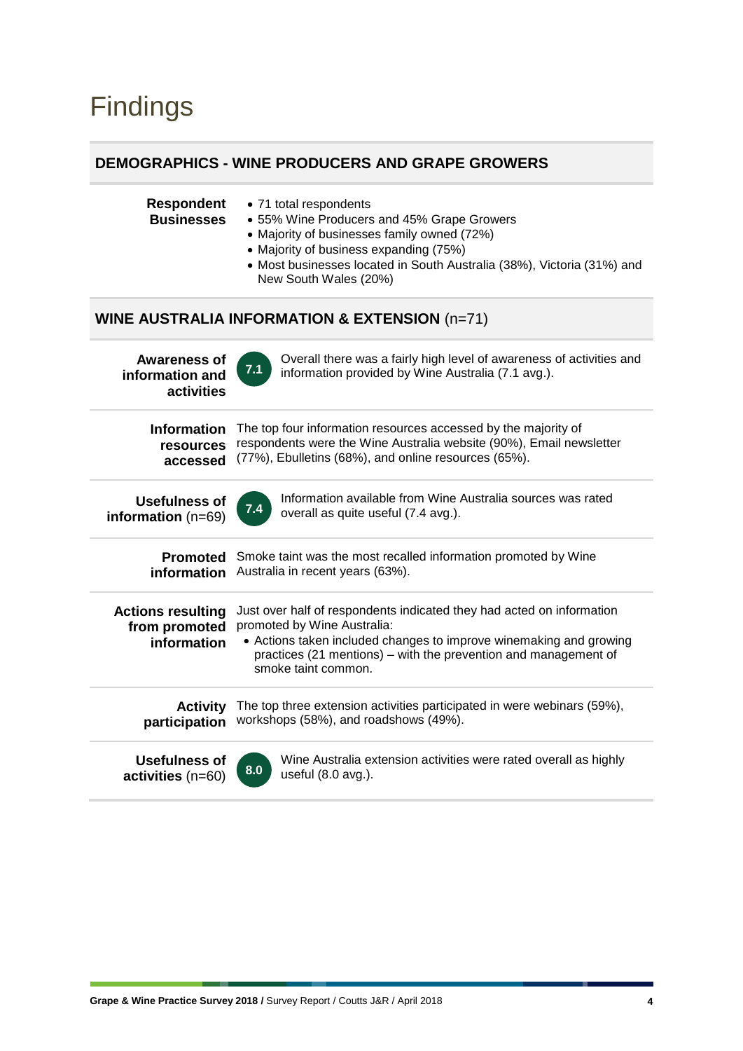# Findings

## DEMOGRAPHICS - WINE PRODUCERS AND GRAPE GROWERS

**Respondent Businesses**

- 71 total respondents
- 55% Wine Producers and 45% Grape Growers
- Majority of businesses family owned (72%)
- Majority of business expanding (75%)
- Most businesses located in South Australia (38%), Victoria (31%) and New South Wales (20%)

## WINE AUSTRALIA INFORMATION & EXTENSION (n=71)

**Awareness of information and activities**

**7.1** Overall there was a fairly high level of awareness of activities and information provided by Wine Australia (7.1 avg.).

**Information resources accessed**

The top four information resources accessed by the majority of respondents were the Wine Australia website (90%), Email newsletter (77%), Ebulletins (68%), and online resources (65%).

**Usefulness of information** (n=69)

**7.4** Information available from Wine Australia sources was rated overall as quite useful (7.4 avg.).

**Promoted information**

Smoke taint was the most recalled information promoted by Wine Australia in recent years (63%).

**Actions resulting from promoted information**

Just over half of respondents indicated they had acted on information promoted by Wine Australia:

- Actions taken included changes to improve winemaking and growing practices (21 mentions) – with the prevention and management of smoke taint common.

**Activity participation**

The top three extension activities participated in were webinars (59%), workshops (58%), and roadshows (49%).

**Usefulness of activities** (n=60)

**8.0** Wine Australia extension activities were rated overall as highly useful (8.0 avg.).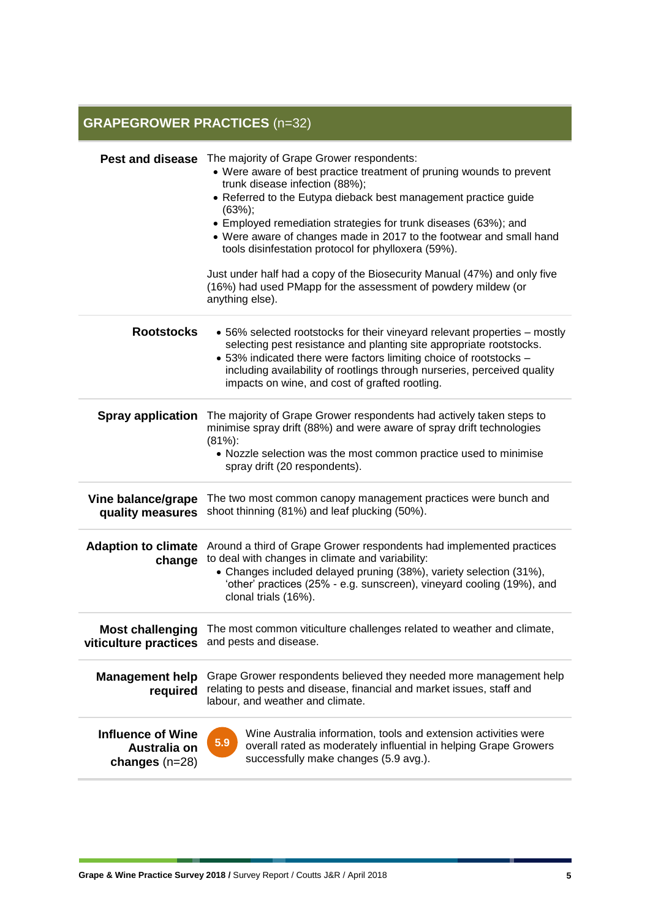## GRAPEGROWER PRACTICES (n=32)

**Pest and disease**

The majority of Grape Grower respondents:

- Were aware of best practice treatment of pruning wounds to prevent trunk disease infection (88%);
- Referred to the Eutypa dieback best management practice guide (63%);
- Employed remediation strategies for trunk diseases (63%); and
- Were aware of changes made in 2017 to the footwear and small hand tools disinfestation protocol for phylloxera (59%).

Just under half had a copy of the Biosecurity Manual (47%) and only five (16%) had used PMapp for the assessment of powdery mildew (or anything else).

**Rootstocks**

- 56% selected rootstocks for their vineyard relevant properties – mostly selecting pest resistance and planting site appropriate rootstocks.
- 53% indicated there were factors limiting choice of rootstocks – including availability of rootlings through nurseries, perceived quality impacts on wine, and cost of grafted rootling.

**Spray application**

The majority of Grape Grower respondents had actively taken steps to minimise spray drift (88%) and were aware of spray drift technologies (81%):

- Nozzle selection was the most common practice used to minimise spray drift (20 respondents).

**Vine balance/grape quality measures**

The two most common canopy management practices were bunch and shoot thinning (81%) and leaf plucking (50%).

**Adaption to climate change**

Around a third of Grape Grower respondents had implemented practices to deal with changes in climate and variability:

- Changes included delayed pruning (38%), variety selection (31%), 'other' practices (25% - e.g. sunscreen), vineyard cooling (19%), and clonal trials (16%).

**Most challenging viticulture practices**

The most common viticulture challenges related to weather and climate, and pests and disease.

**Management help required**

Grape Grower respondents believed they needed more management help relating to pests and disease, financial and market issues, staff and labour, and weather and climate.

**Influence of Wine Australia on changes** (n=28)

**5.9** Wine Australia information, tools and extension activities were overall rated as moderately influential in helping Grape Growers successfully make changes (5.9 avg.).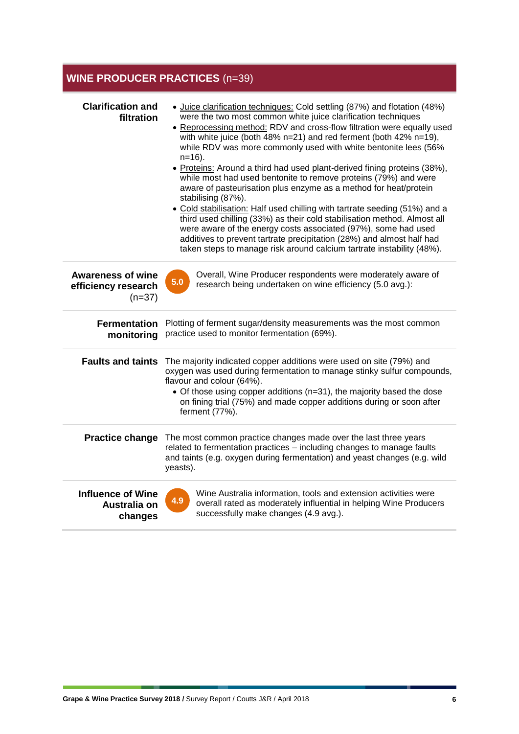## WINE PRODUCER PRACTICES (n=39)

**Clarification and filtration**

- Juice clarification techniques: Cold settling (87%) and flotation (48%) were the two most common white juice clarification techniques
- Reprocessing method: RDV and cross-flow filtration were equally used with white juice (both 48% n=21) and red ferment (both 42% n=19), while RDV was more commonly used with white bentonite lees (56% n=16).
- Proteins: Around a third had used plant-derived fining proteins (38%), while most had used bentonite to remove proteins (79%) and were aware of pasteurisation plus enzyme as a method for heat/protein stabilising (87%).
- Cold stabilisation: Half used chilling with tartrate seeding (51%) and a third used chilling (33%) as their cold stabilisation method. Almost all were aware of the energy costs associated (97%), some had used additives to prevent tartrate precipitation (28%) and almost half had taken steps to manage risk around calcium tartrate instability (48%).

**Awareness of wine efficiency research** (n=37)

5.0 — Overall, Wine Producer respondents were moderately aware of research being undertaken on wine efficiency (5.0 avg.):

**Fermentation monitoring**

Plotting of ferment sugar/density measurements was the most common practice used to monitor fermentation (69%).

**Faults and taints**

The majority indicated copper additions were used on site (79%) and oxygen was used during fermentation to manage stinky sulfur compounds, flavour and colour (64%).

- Of those using copper additions (n=31), the majority based the dose on fining trial (75%) and made copper additions during or soon after ferment (77%).

**Practice change**

The most common practice changes made over the last three years related to fermentation practices – including changes to manage faults and taints (e.g. oxygen during fermentation) and yeast changes (e.g. wild yeasts).

**Influence of Wine Australia on changes**

4.9 — Wine Australia information, tools and extension activities were overall rated as moderately influential in helping Wine Producers successfully make changes (4.9 avg.).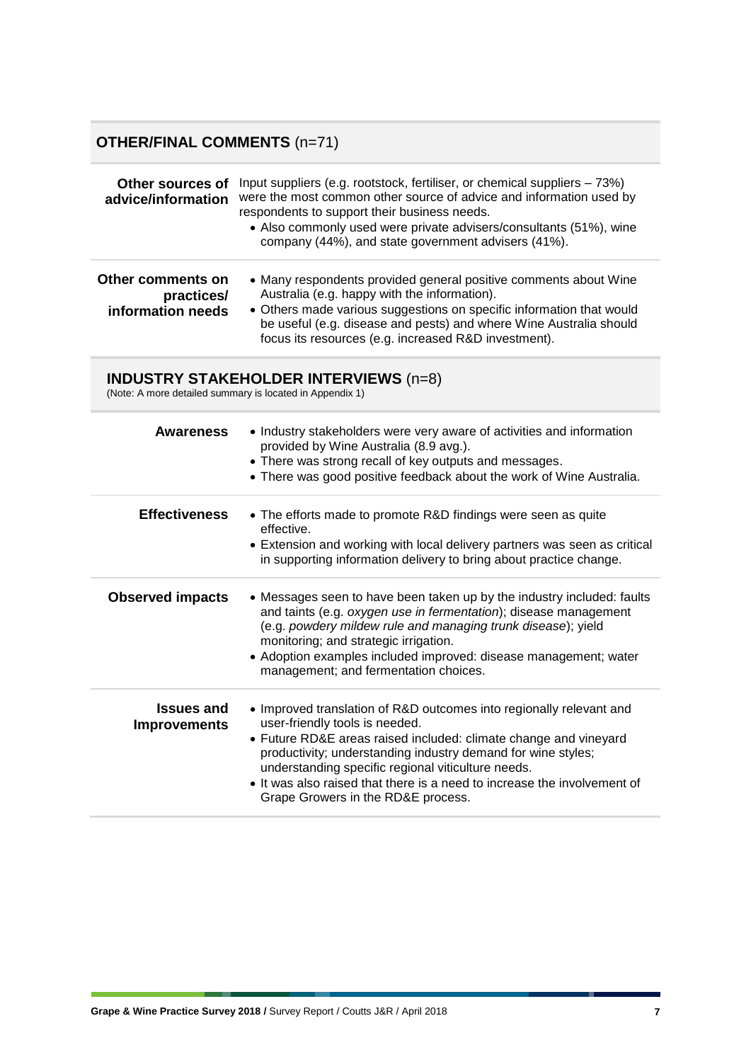## OTHER/FINAL COMMENTS (n=71)

| | |
|---|---|
| **Other sources of advice/information** | Input suppliers (e.g. rootstock, fertiliser, or chemical suppliers – 73%) were the most common other source of advice and information used by respondents to support their business needs.<br>• Also commonly used were private advisers/consultants (51%), wine company (44%), and state government advisers (41%). |
| **Other comments on practices/ information needs** | • Many respondents provided general positive comments about Wine Australia (e.g. happy with the information).<br>• Others made various suggestions on specific information that would be useful (e.g. disease and pests) and where Wine Australia should focus its resources (e.g. increased R&D investment). |

## INDUSTRY STAKEHOLDER INTERVIEWS (n=8)

(Note: A more detailed summary is located in Appendix 1)

| | |
|---|---|
| **Awareness** | • Industry stakeholders were very aware of activities and information provided by Wine Australia (8.9 avg.).<br>• There was strong recall of key outputs and messages.<br>• There was good positive feedback about the work of Wine Australia. |
| **Effectiveness** | • The efforts made to promote R&D findings were seen as quite effective.<br>• Extension and working with local delivery partners was seen as critical in supporting information delivery to bring about practice change. |
| **Observed impacts** | • Messages seen to have been taken up by the industry included: faults and taints (e.g. *oxygen use in fermentation*); disease management (e.g. *powdery mildew rule and managing trunk disease*); yield monitoring; and strategic irrigation.<br>• Adoption examples included improved: disease management; water management; and fermentation choices. |
| **Issues and Improvements** | • Improved translation of R&D outcomes into regionally relevant and user-friendly tools is needed.<br>• Future RD&E areas raised included: climate change and vineyard productivity; understanding industry demand for wine styles; understanding specific regional viticulture needs.<br>• It was also raised that there is a need to increase the involvement of Grape Growers in the RD&E process. |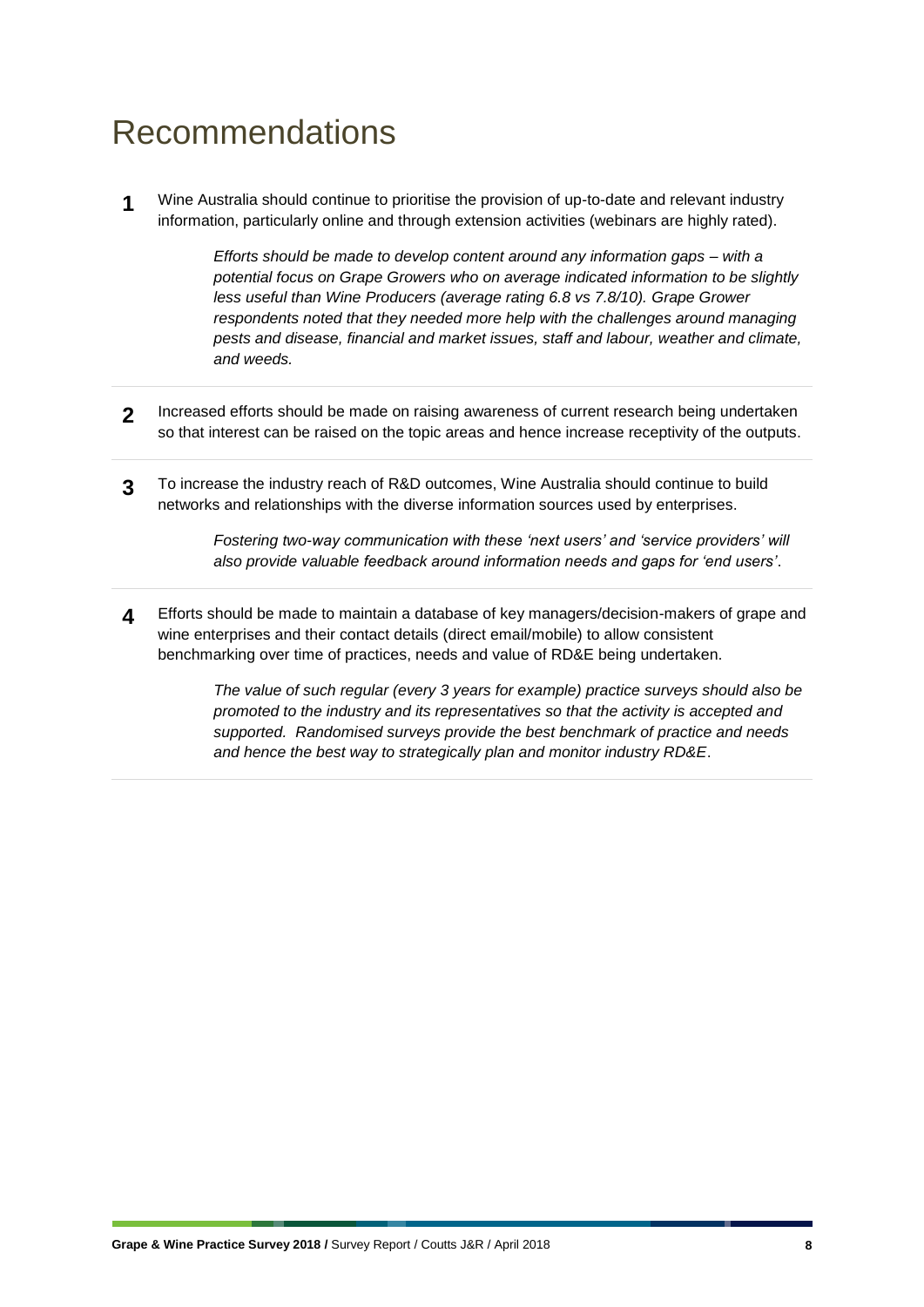# Recommendations

**1** Wine Australia should continue to prioritise the provision of up-to-date and relevant industry information, particularly online and through extension activities (webinars are highly rated).

> *Efforts should be made to develop content around any information gaps – with a potential focus on Grape Growers who on average indicated information to be slightly less useful than Wine Producers (average rating 6.8 vs 7.8/10). Grape Grower respondents noted that they needed more help with the challenges around managing pests and disease, financial and market issues, staff and labour, weather and climate, and weeds.*

**2** Increased efforts should be made on raising awareness of current research being undertaken so that interest can be raised on the topic areas and hence increase receptivity of the outputs.

**3** To increase the industry reach of R&D outcomes, Wine Australia should continue to build networks and relationships with the diverse information sources used by enterprises.

> *Fostering two-way communication with these 'next users' and 'service providers' will also provide valuable feedback around information needs and gaps for 'end users'.*

**4** Efforts should be made to maintain a database of key managers/decision-makers of grape and wine enterprises and their contact details (direct email/mobile) to allow consistent benchmarking over time of practices, needs and value of RD&E being undertaken.

> *The value of such regular (every 3 years for example) practice surveys should also be promoted to the industry and its representatives so that the activity is accepted and supported. Randomised surveys provide the best benchmark of practice and needs and hence the best way to strategically plan and monitor industry RD&E.*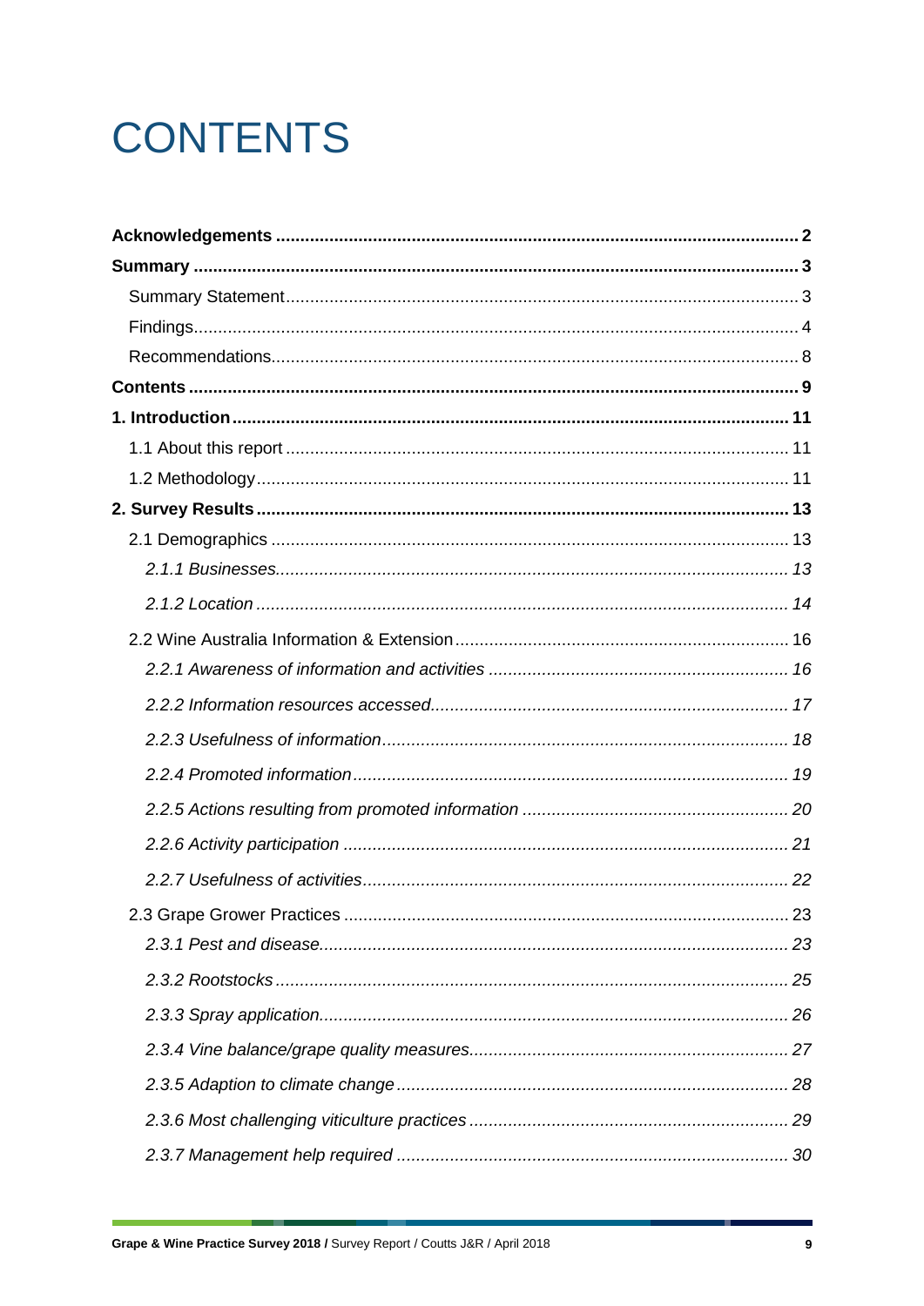# CONTENTS

**Acknowledgements** ..... **2**

**Summary** ..... **3**

Summary Statement ..... 3

Findings ..... 4

Recommendations ..... 8

**Contents** ..... **9**

**1. Introduction** ..... **11**

1.1 About this report ..... 11

1.2 Methodology ..... 11

**2. Survey Results** ..... **13**

2.1 Demographics ..... 13

*2.1.1 Businesses ..... 13*

*2.1.2 Location ..... 14*

2.2 Wine Australia Information & Extension ..... 16

*2.2.1 Awareness of information and activities ..... 16*

*2.2.2 Information resources accessed ..... 17*

*2.2.3 Usefulness of information ..... 18*

*2.2.4 Promoted information ..... 19*

*2.2.5 Actions resulting from promoted information ..... 20*

*2.2.6 Activity participation ..... 21*

*2.2.7 Usefulness of activities ..... 22*

2.3 Grape Grower Practices ..... 23

*2.3.1 Pest and disease ..... 23*

*2.3.2 Rootstocks ..... 25*

*2.3.3 Spray application ..... 26*

*2.3.4 Vine balance/grape quality measures ..... 27*

*2.3.5 Adaption to climate change ..... 28*

*2.3.6 Most challenging viticulture practices ..... 29*

*2.3.7 Management help required ..... 30*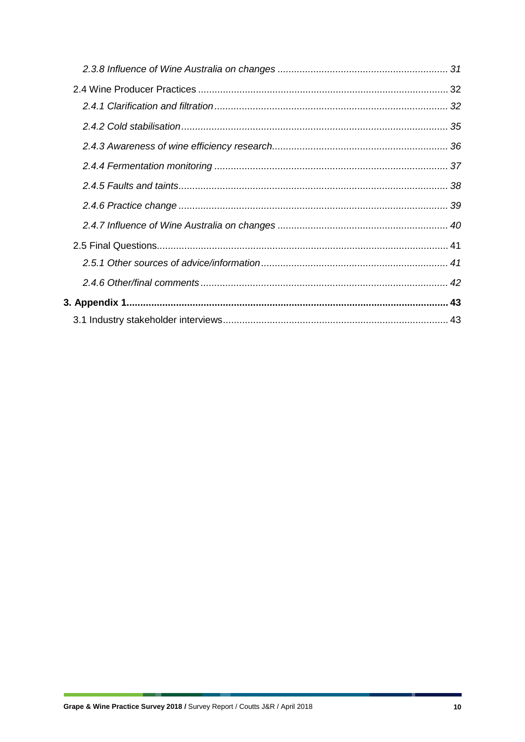*2.3.8 Influence of Wine Australia on changes* ........................................................... *31*

2.4 Wine Producer Practices ........................................................................................ 32

*2.4.1 Clarification and filtration* .................................................................................. *32*

*2.4.2 Cold stabilisation* .............................................................................................. *35*

*2.4.3 Awareness of wine efficiency research* .............................................................. *36*

*2.4.4 Fermentation monitoring* .................................................................................. *37*

*2.4.5 Faults and taints* ................................................................................................ *38*

*2.4.6 Practice change* ................................................................................................ *39*

*2.4.7 Influence of Wine Australia on changes* ........................................................... *40*

2.5 Final Questions.......................................................................................................... 41

*2.5.1 Other sources of advice/information* ................................................................. *41*

*2.4.6 Other/final comments* ....................................................................................... *42*

**3. Appendix 1** ................................................................................................................ **43**

3.1 Industry stakeholder interviews................................................................................ 43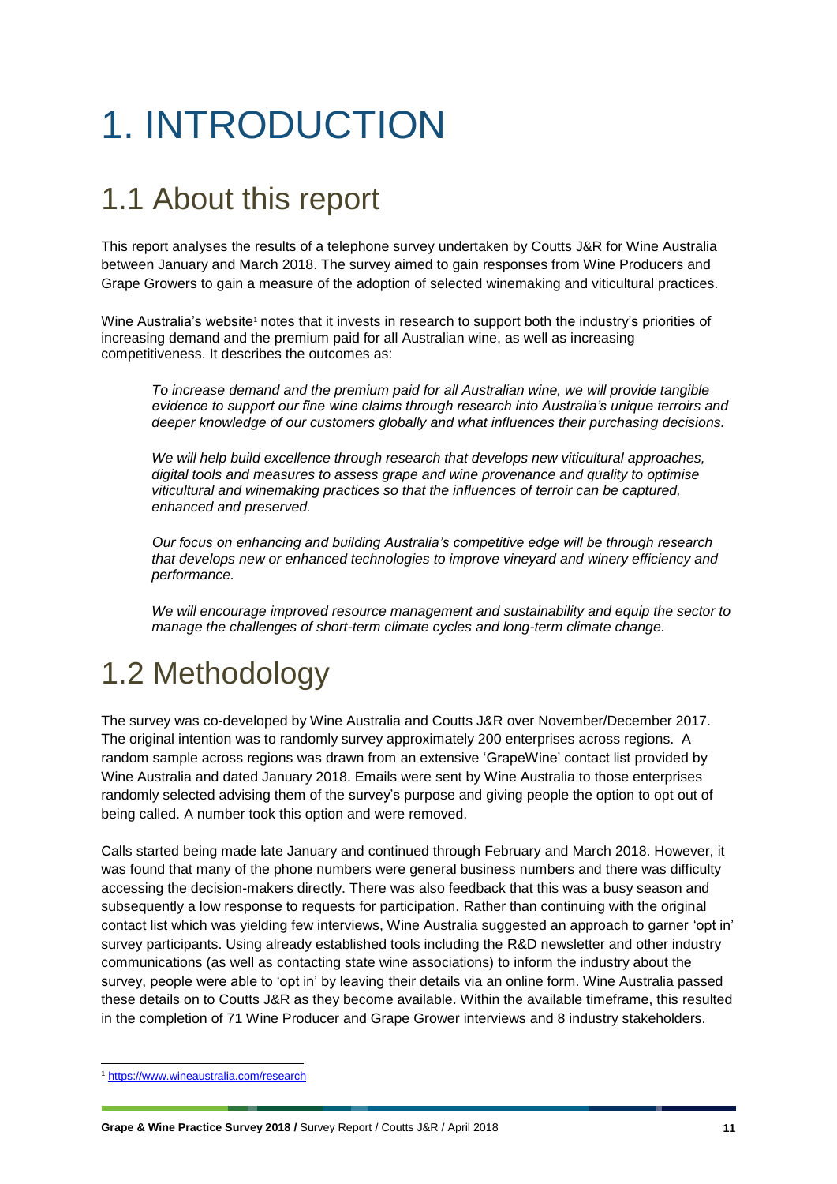# 1. INTRODUCTION

## 1.1 About this report

This report analyses the results of a telephone survey undertaken by Coutts J&R for Wine Australia between January and March 2018. The survey aimed to gain responses from Wine Producers and Grape Growers to gain a measure of the adoption of selected winemaking and viticultural practices.

Wine Australia's website[1] notes that it invests in research to support both the industry's priorities of increasing demand and the premium paid for all Australian wine, as well as increasing competitiveness. It describes the outcomes as:

> *To increase demand and the premium paid for all Australian wine, we will provide tangible evidence to support our fine wine claims through research into Australia's unique terroirs and deeper knowledge of our customers globally and what influences their purchasing decisions.*
>
> *We will help build excellence through research that develops new viticultural approaches, digital tools and measures to assess grape and wine provenance and quality to optimise viticultural and winemaking practices so that the influences of terroir can be captured, enhanced and preserved.*
>
> *Our focus on enhancing and building Australia's competitive edge will be through research that develops new or enhanced technologies to improve vineyard and winery efficiency and performance.*
>
> *We will encourage improved resource management and sustainability and equip the sector to manage the challenges of short-term climate cycles and long-term climate change.*

## 1.2 Methodology

The survey was co-developed by Wine Australia and Coutts J&R over November/December 2017. The original intention was to randomly survey approximately 200 enterprises across regions. A random sample across regions was drawn from an extensive 'GrapeWine' contact list provided by Wine Australia and dated January 2018. Emails were sent by Wine Australia to those enterprises randomly selected advising them of the survey's purpose and giving people the option to opt out of being called. A number took this option and were removed.

Calls started being made late January and continued through February and March 2018. However, it was found that many of the phone numbers were general business numbers and there was difficulty accessing the decision-makers directly. There was also feedback that this was a busy season and subsequently a low response to requests for participation. Rather than continuing with the original contact list which was yielding few interviews, Wine Australia suggested an approach to garner 'opt in' survey participants. Using already established tools including the R&D newsletter and other industry communications (as well as contacting state wine associations) to inform the industry about the survey, people were able to 'opt in' by leaving their details via an online form. Wine Australia passed these details on to Coutts J&R as they become available. Within the available timeframe, this resulted in the completion of 71 Wine Producer and Grape Grower interviews and 8 industry stakeholders.

[1] https://www.wineaustralia.com/research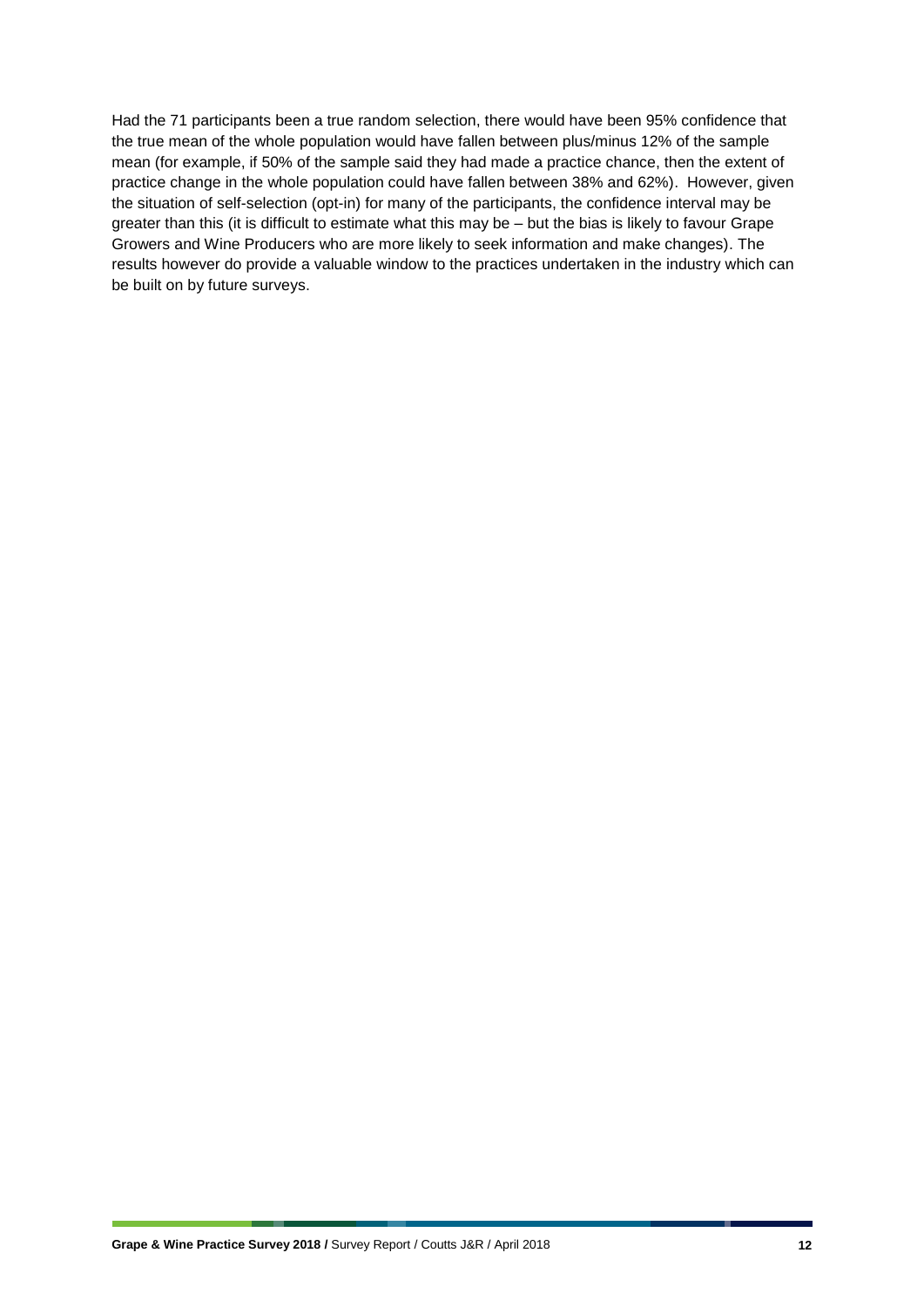Had the 71 participants been a true random selection, there would have been 95% confidence that the true mean of the whole population would have fallen between plus/minus 12% of the sample mean (for example, if 50% of the sample said they had made a practice chance, then the extent of practice change in the whole population could have fallen between 38% and 62%). However, given the situation of self-selection (opt-in) for many of the participants, the confidence interval may be greater than this (it is difficult to estimate what this may be – but the bias is likely to favour Grape Growers and Wine Producers who are more likely to seek information and make changes). The results however do provide a valuable window to the practices undertaken in the industry which can be built on by future surveys.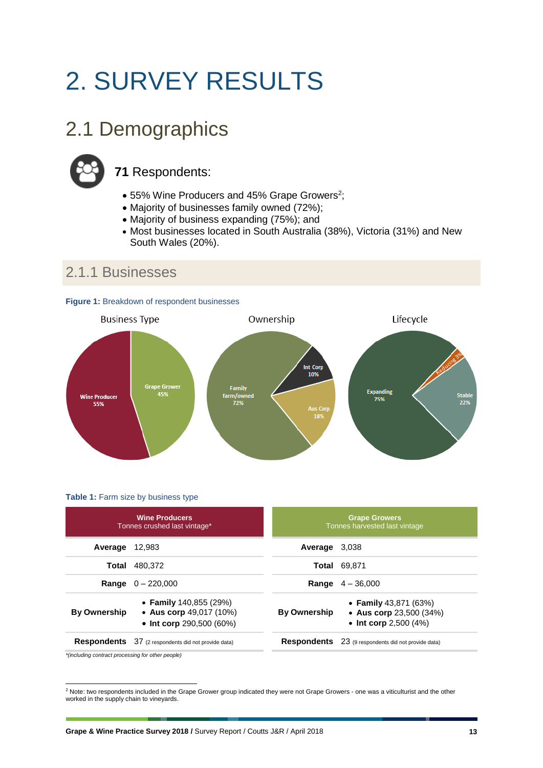# 2. SURVEY RESULTS

## 2.1 Demographics

**71** Respondents:

- 55% Wine Producers and 45% Grape Growers[2];
- Majority of businesses family owned (72%);
- Majority of business expanding (75%); and
- Most businesses located in South Australia (38%), Victoria (31%) and New South Wales (20%).

### 2.1.1 Businesses

**Figure 1:** Breakdown of respondent businesses

Business Type: Wine Producer 55%; Grape Grower 45%

Ownership: Family farm/owned 72%; Int Corp 10%; Aus Corp 18%

Lifecycle: Expanding 75%; Reducing 3%; Stable 22%

**Table 1:** Farm size by business type

| **Wine Producers** Tonnes crushed last vintage* | | **Grape Growers** Tonnes harvested last vintage | |
|---|---|---|---|
| **Average** | 12,983 | **Average** | 3,038 |
| **Total** | 480,372 | **Total** | 69,871 |
| **Range** | 0 – 220,000 | **Range** | 4 – 36,000 |
| **By Ownership** | • **Family** 140,855 (29%)<br>• **Aus corp** 49,017 (10%)<br>• **Int corp** 290,500 (60%) | **By Ownership** | • **Family** 43,871 (63%)<br>• **Aus corp** 23,500 (34%)<br>• **Int corp** 2,500 (4%) |
| **Respondents** | 37 (2 respondents did not provide data) | **Respondents** | 23 (9 respondents did not provide data) |

*(including contract processing for other people)*

[2] Note: two respondents included in the Grape Grower group indicated they were not Grape Growers - one was a viticulturist and the other worked in the supply chain to vineyards.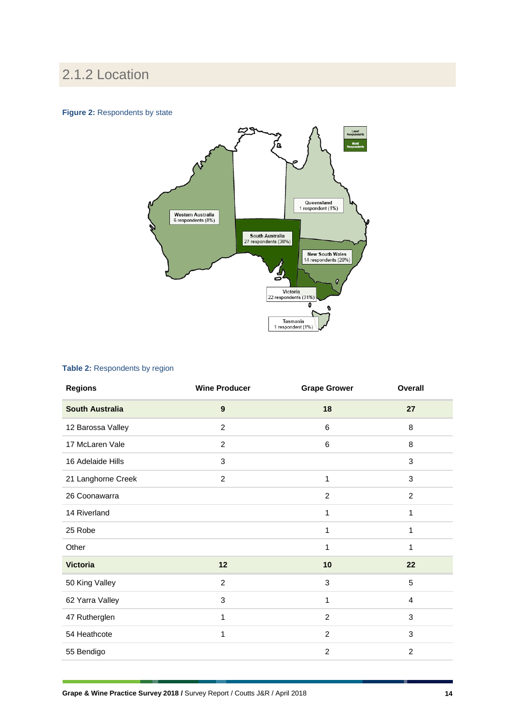## 2.1.2 Location

**Figure 2:** Respondents by state

Western Australia 6 respondents (8%)

South Australia 27 respondents (38%)

Queensland 1 respondent (1%)

New South Wales 14 respondents (20%)

Victoria 22 respondents (31%)

Tasmania 1 respondent (1%)

Least Respondents

Most Respondents

**Table 2:** Respondents by region

| Regions | Wine Producer | Grape Grower | Overall |
|---|---|---|---|
| **South Australia** | **9** | **18** | **27** |
| 12 Barossa Valley | 2 | 6 | 8 |
| 17 McLaren Vale | 2 | 6 | 8 |
| 16 Adelaide Hills | 3 | | 3 |
| 21 Langhorne Creek | 2 | 1 | 3 |
| 26 Coonawarra | | 2 | 2 |
| 14 Riverland | | 1 | 1 |
| 25 Robe | | 1 | 1 |
| Other | | 1 | 1 |
| **Victoria** | **12** | **10** | **22** |
| 50 King Valley | 2 | 3 | 5 |
| 62 Yarra Valley | 3 | 1 | 4 |
| 47 Rutherglen | 1 | 2 | 3 |
| 54 Heathcote | 1 | 2 | 3 |
| 55 Bendigo | | 2 | 2 |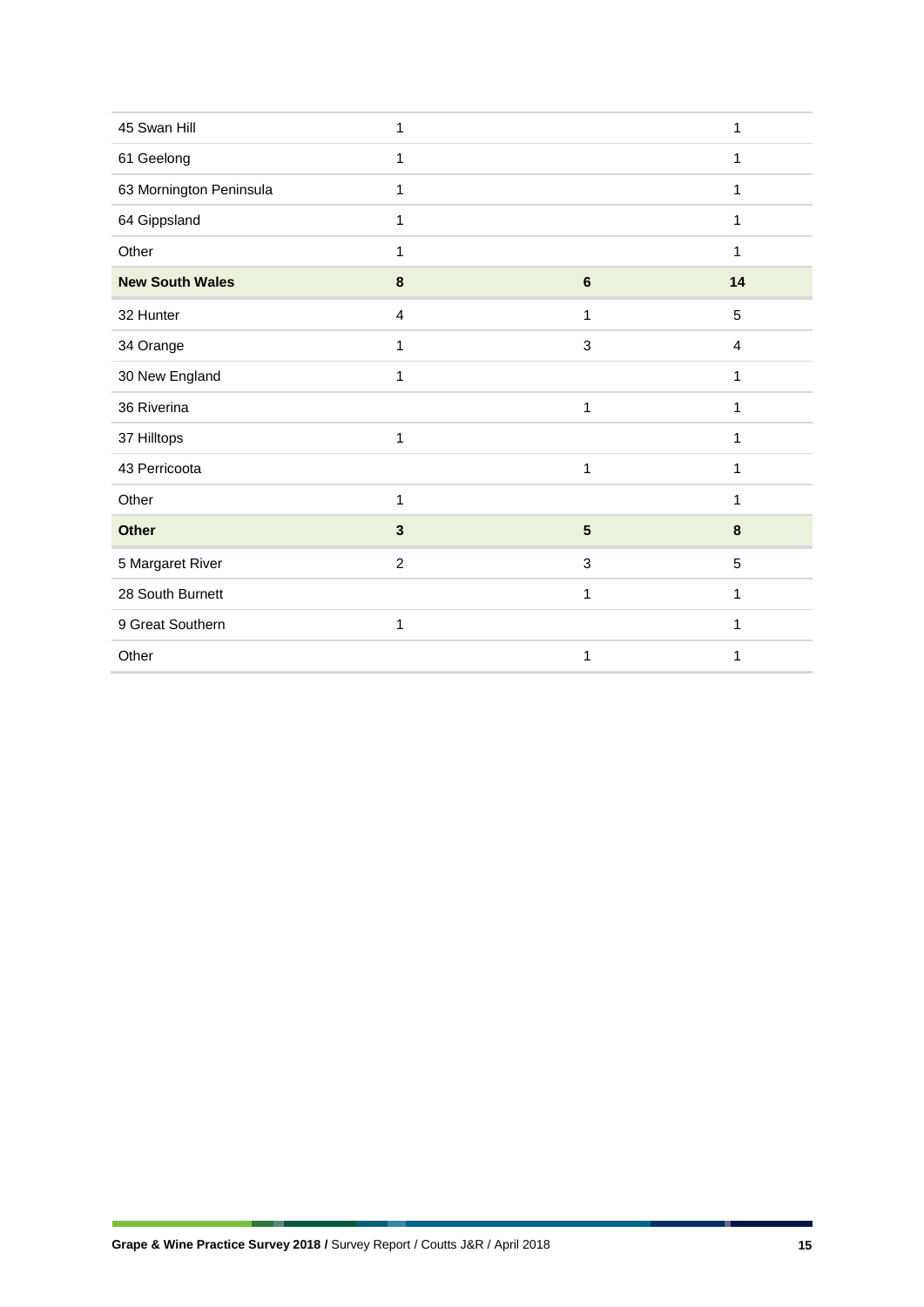| | | | |
|---|---|---|---|
| 45 Swan Hill | 1 | | 1 |
| 61 Geelong | 1 | | 1 |
| 63 Mornington Peninsula | 1 | | 1 |
| 64 Gippsland | 1 | | 1 |
| Other | 1 | | 1 |
| **New South Wales** | **8** | **6** | **14** |
| 32 Hunter | 4 | 1 | 5 |
| 34 Orange | 1 | 3 | 4 |
| 30 New England | 1 | | 1 |
| 36 Riverina | | 1 | 1 |
| 37 Hilltops | 1 | | 1 |
| 43 Perricoota | | 1 | 1 |
| Other | 1 | | 1 |
| **Other** | **3** | **5** | **8** |
| 5 Margaret River | 2 | 3 | 5 |
| 28 South Burnett | | 1 | 1 |
| 9 Great Southern | 1 | | 1 |
| Other | | 1 | 1 |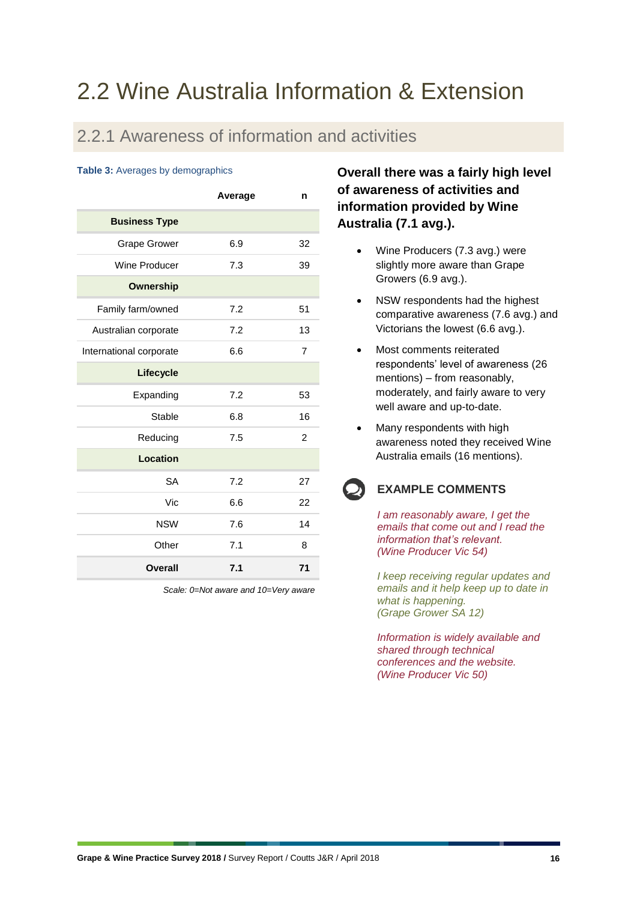# 2.2 Wine Australia Information & Extension

## 2.2.1 Awareness of information and activities

**Table 3:** Averages by demographics

| | Average | n |
|---|---|---|
| **Business Type** | | |
| Grape Grower | 6.9 | 32 |
| Wine Producer | 7.3 | 39 |
| **Ownership** | | |
| Family farm/owned | 7.2 | 51 |
| Australian corporate | 7.2 | 13 |
| International corporate | 6.6 | 7 |
| **Lifecycle** | | |
| Expanding | 7.2 | 53 |
| Stable | 6.8 | 16 |
| Reducing | 7.5 | 2 |
| **Location** | | |
| SA | 7.2 | 27 |
| Vic | 6.6 | 22 |
| NSW | 7.6 | 14 |
| Other | 7.1 | 8 |
| **Overall** | **7.1** | **71** |

*Scale: 0=Not aware and 10=Very aware*

**Overall there was a fairly high level of awareness of activities and information provided by Wine Australia (7.1 avg.).**

- Wine Producers (7.3 avg.) were slightly more aware than Grape Growers (6.9 avg.).
- NSW respondents had the highest comparative awareness (7.6 avg.) and Victorians the lowest (6.6 avg.).
- Most comments reiterated respondents' level of awareness (26 mentions) – from reasonably, moderately, and fairly aware to very well aware and up-to-date.
- Many respondents with high awareness noted they received Wine Australia emails (16 mentions).

### EXAMPLE COMMENTS

*I am reasonably aware, I get the emails that come out and I read the information that's relevant.*
*(Wine Producer Vic 54)*

*I keep receiving regular updates and emails and it help keep up to date in what is happening.*
*(Grape Grower SA 12)*

*Information is widely available and shared through technical conferences and the website.*
*(Wine Producer Vic 50)*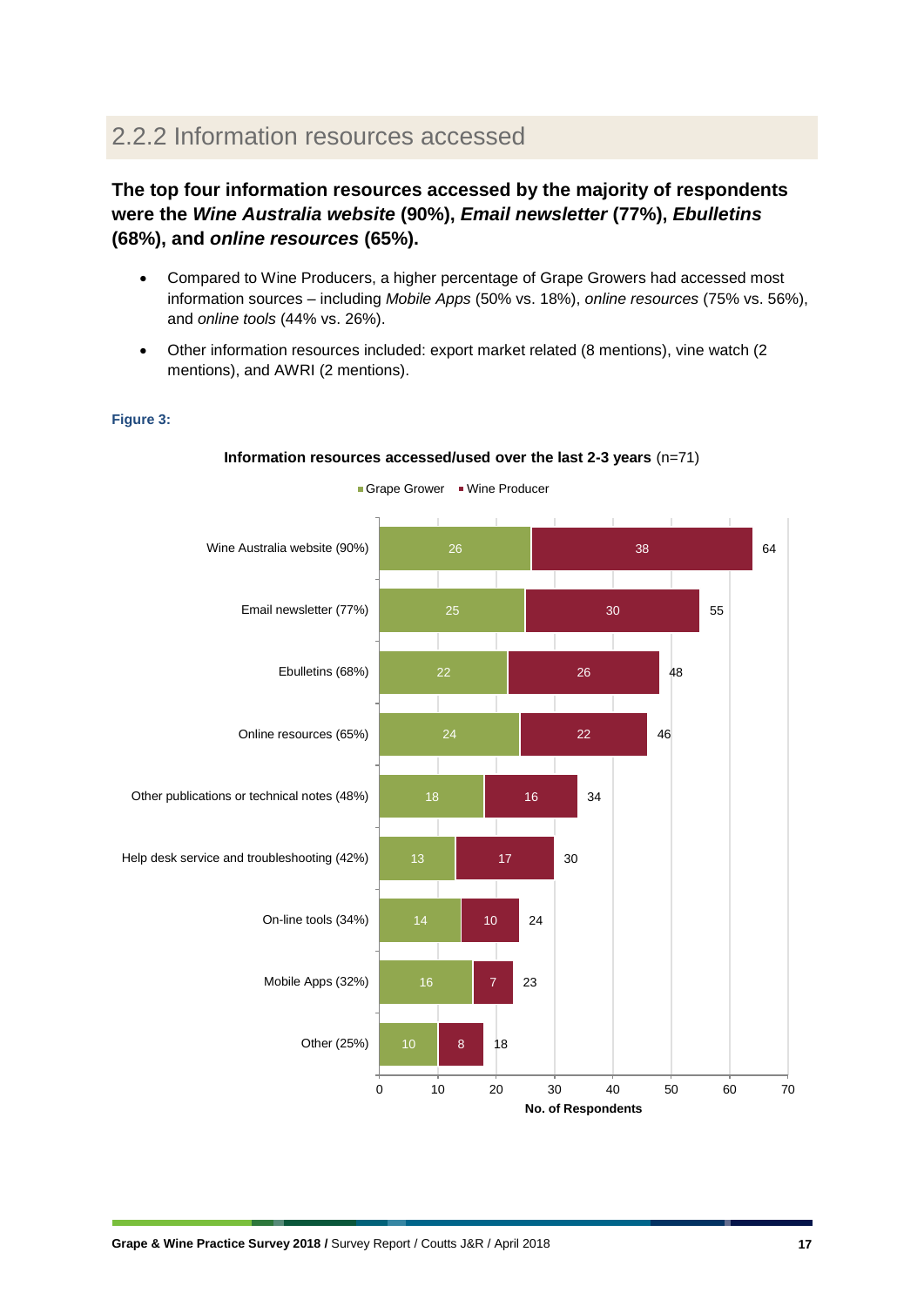## 2.2.2 Information resources accessed

**The top four information resources accessed by the majority of respondents were the *Wine Australia website* (90%), *Email newsletter* (77%), *Ebulletins* (68%), and *online resources* (65%).**

- Compared to Wine Producers, a higher percentage of Grape Growers had accessed most information sources – including *Mobile Apps* (50% vs. 18%), *online resources* (75% vs. 56%), and *online tools* (44% vs. 26%).
- Other information resources included: export market related (8 mentions), vine watch (2 mentions), and AWRI (2 mentions).

**Figure 3:**

**Information resources accessed/used over the last 2-3 years** (n=71)

| Information resource | Grape Grower | Wine Producer | Total |
|---|---|---|---|
| Wine Australia website (90%) | 26 | 38 | 64 |
| Email newsletter (77%) | 25 | 30 | 55 |
| Ebulletins (68%) | 22 | 26 | 48 |
| Online resources (65%) | 24 | 22 | 46 |
| Other publications or technical notes (48%) | 18 | 16 | 34 |
| Help desk service and troubleshooting (42%) | 13 | 17 | 30 |
| On-line tools (34%) | 14 | 10 | 24 |
| Mobile Apps (32%) | 16 | 7 | 23 |
| Other (25%) | 10 | 8 | 18 |

No. of Respondents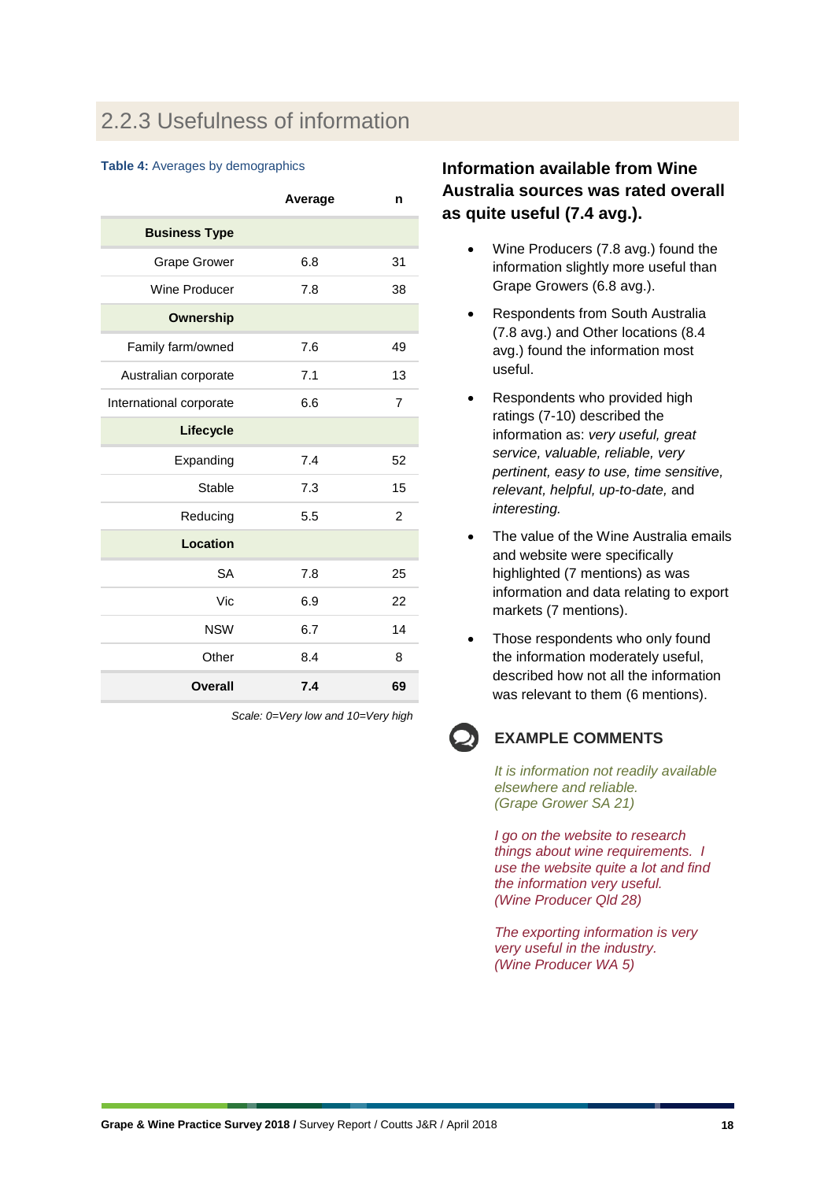## 2.2.3 Usefulness of information

**Table 4:** Averages by demographics

| | Average | n |
|---|---|---|
| **Business Type** | | |
| Grape Grower | 6.8 | 31 |
| Wine Producer | 7.8 | 38 |
| **Ownership** | | |
| Family farm/owned | 7.6 | 49 |
| Australian corporate | 7.1 | 13 |
| International corporate | 6.6 | 7 |
| **Lifecycle** | | |
| Expanding | 7.4 | 52 |
| Stable | 7.3 | 15 |
| Reducing | 5.5 | 2 |
| **Location** | | |
| SA | 7.8 | 25 |
| Vic | 6.9 | 22 |
| NSW | 6.7 | 14 |
| Other | 8.4 | 8 |
| **Overall** | **7.4** | **69** |

*Scale: 0=Very low and 10=Very high*

**Information available from Wine Australia sources was rated overall as quite useful (7.4 avg.).**

- Wine Producers (7.8 avg.) found the information slightly more useful than Grape Growers (6.8 avg.).
- Respondents from South Australia (7.8 avg.) and Other locations (8.4 avg.) found the information most useful.
- Respondents who provided high ratings (7-10) described the information as: *very useful, great service, valuable, reliable, very pertinent, easy to use, time sensitive, relevant, helpful, up-to-date,* and *interesting.*
- The value of the Wine Australia emails and website were specifically highlighted (7 mentions) as was information and data relating to export markets (7 mentions).
- Those respondents who only found the information moderately useful, described how not all the information was relevant to them (6 mentions).

### EXAMPLE COMMENTS

*It is information not readily available elsewhere and reliable.*
*(Grape Grower SA 21)*

*I go on the website to research things about wine requirements. I use the website quite a lot and find the information very useful.*
*(Wine Producer Qld 28)*

*The exporting information is very very useful in the industry.*
*(Wine Producer WA 5)*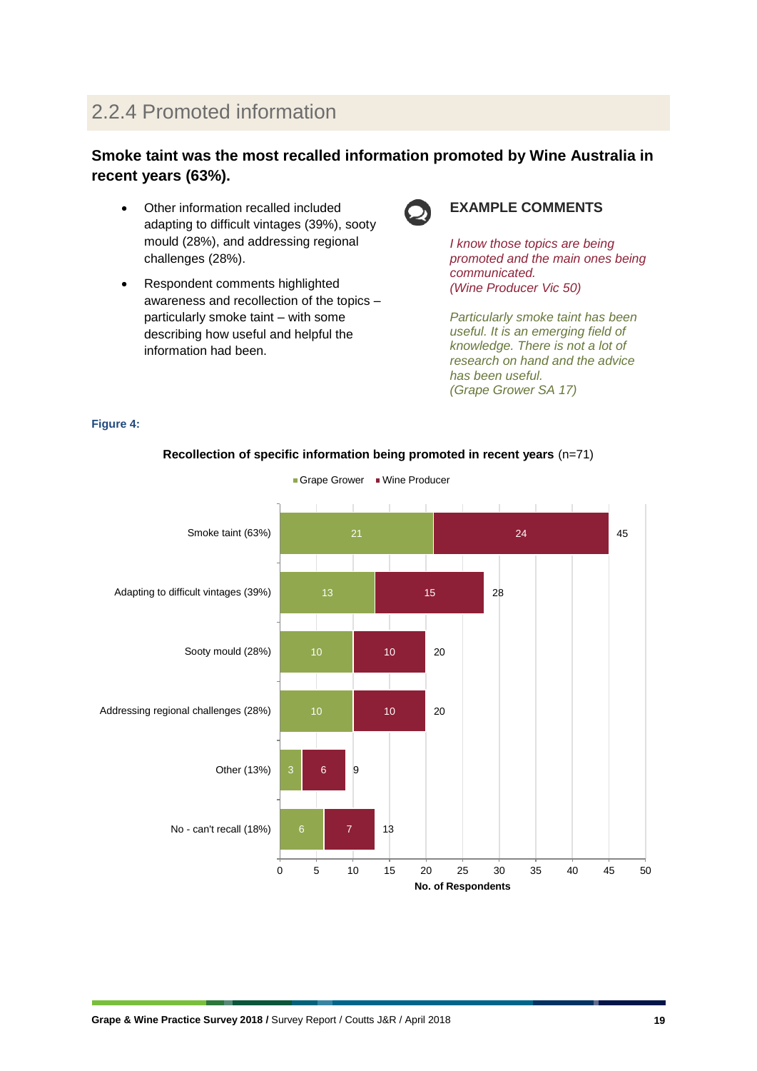## 2.2.4 Promoted information

**Smoke taint was the most recalled information promoted by Wine Australia in recent years (63%).**

- Other information recalled included adapting to difficult vintages (39%), sooty mould (28%), and addressing regional challenges (28%).
- Respondent comments highlighted awareness and recollection of the topics – particularly smoke taint – with some describing how useful and helpful the information had been.

**EXAMPLE COMMENTS**

*I know those topics are being promoted and the main ones being communicated.*
*(Wine Producer Vic 50)*

*Particularly smoke taint has been useful. It is an emerging field of knowledge. There is not a lot of research on hand and the advice has been useful.*
*(Grape Grower SA 17)*

**Figure 4:**

**Recollection of specific information being promoted in recent years** (n=71)

| | Grape Grower | Wine Producer | Total |
|---|---|---|---|
| Smoke taint (63%) | 21 | 24 | 45 |
| Adapting to difficult vintages (39%) | 13 | 15 | 28 |
| Sooty mould (28%) | 10 | 10 | 20 |
| Addressing regional challenges (28%) | 10 | 10 | 20 |
| Other (13%) | 3 | 6 | 9 |
| No - can't recall (18%) | 6 | 7 | 13 |

No. of Respondents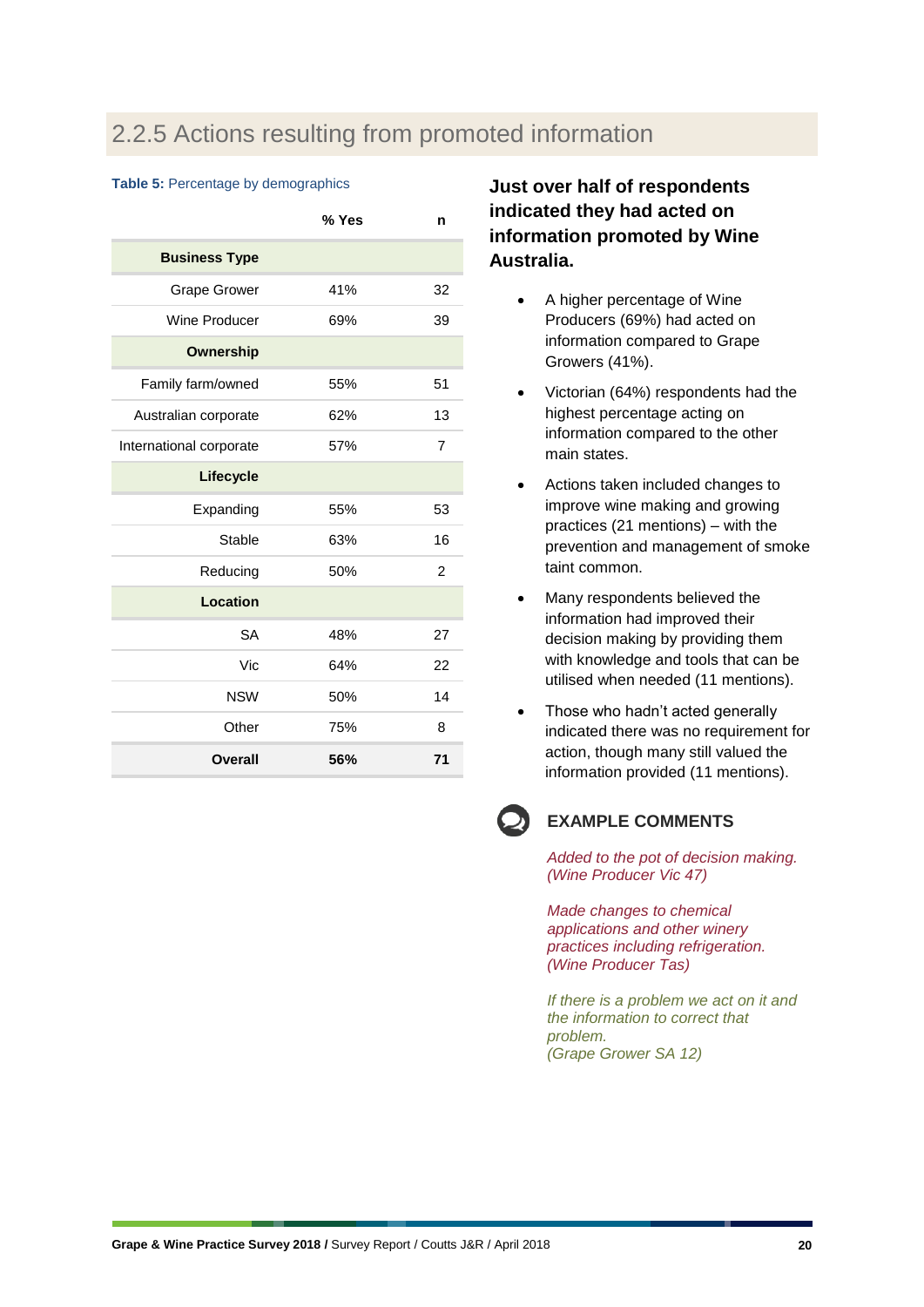## 2.2.5 Actions resulting from promoted information

**Table 5:** Percentage by demographics

| | % Yes | n |
|---|---|---|
| **Business Type** | | |
| Grape Grower | 41% | 32 |
| Wine Producer | 69% | 39 |
| **Ownership** | | |
| Family farm/owned | 55% | 51 |
| Australian corporate | 62% | 13 |
| International corporate | 57% | 7 |
| **Lifecycle** | | |
| Expanding | 55% | 53 |
| Stable | 63% | 16 |
| Reducing | 50% | 2 |
| **Location** | | |
| SA | 48% | 27 |
| Vic | 64% | 22 |
| NSW | 50% | 14 |
| Other | 75% | 8 |
| **Overall** | **56%** | **71** |

**Just over half of respondents indicated they had acted on information promoted by Wine Australia.**

- A higher percentage of Wine Producers (69%) had acted on information compared to Grape Growers (41%).
- Victorian (64%) respondents had the highest percentage acting on information compared to the other main states.
- Actions taken included changes to improve wine making and growing practices (21 mentions) – with the prevention and management of smoke taint common.
- Many respondents believed the information had improved their decision making by providing them with knowledge and tools that can be utilised when needed (11 mentions).
- Those who hadn't acted generally indicated there was no requirement for action, though many still valued the information provided (11 mentions).

### EXAMPLE COMMENTS

*Added to the pot of decision making. (Wine Producer Vic 47)*

*Made changes to chemical applications and other winery practices including refrigeration. (Wine Producer Tas)*

*If there is a problem we act on it and the information to correct that problem. (Grape Grower SA 12)*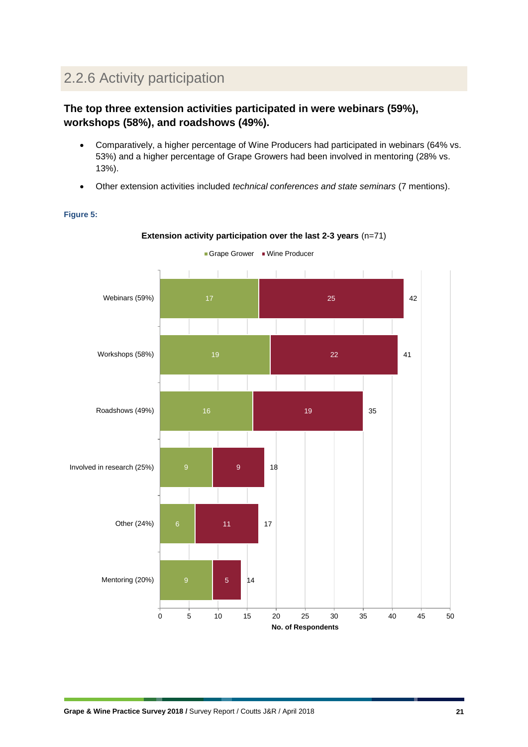## 2.2.6 Activity participation

**The top three extension activities participated in were webinars (59%), workshops (58%), and roadshows (49%).**

- Comparatively, a higher percentage of Wine Producers had participated in webinars (64% vs. 53%) and a higher percentage of Grape Growers had been involved in mentoring (28% vs. 13%).
- Other extension activities included *technical conferences and state seminars* (7 mentions).

**Figure 5:**

**Extension activity participation over the last 2-3 years** (n=71)

| Activity | Grape Grower | Wine Producer | Total |
| --- | --- | --- | --- |
| Webinars (59%) | 17 | 25 | 42 |
| Workshops (58%) | 19 | 22 | 41 |
| Roadshows (49%) | 16 | 19 | 35 |
| Involved in research (25%) | 9 | 9 | 18 |
| Other (24%) | 6 | 11 | 17 |
| Mentoring (20%) | 9 | 5 | 14 |

No. of Respondents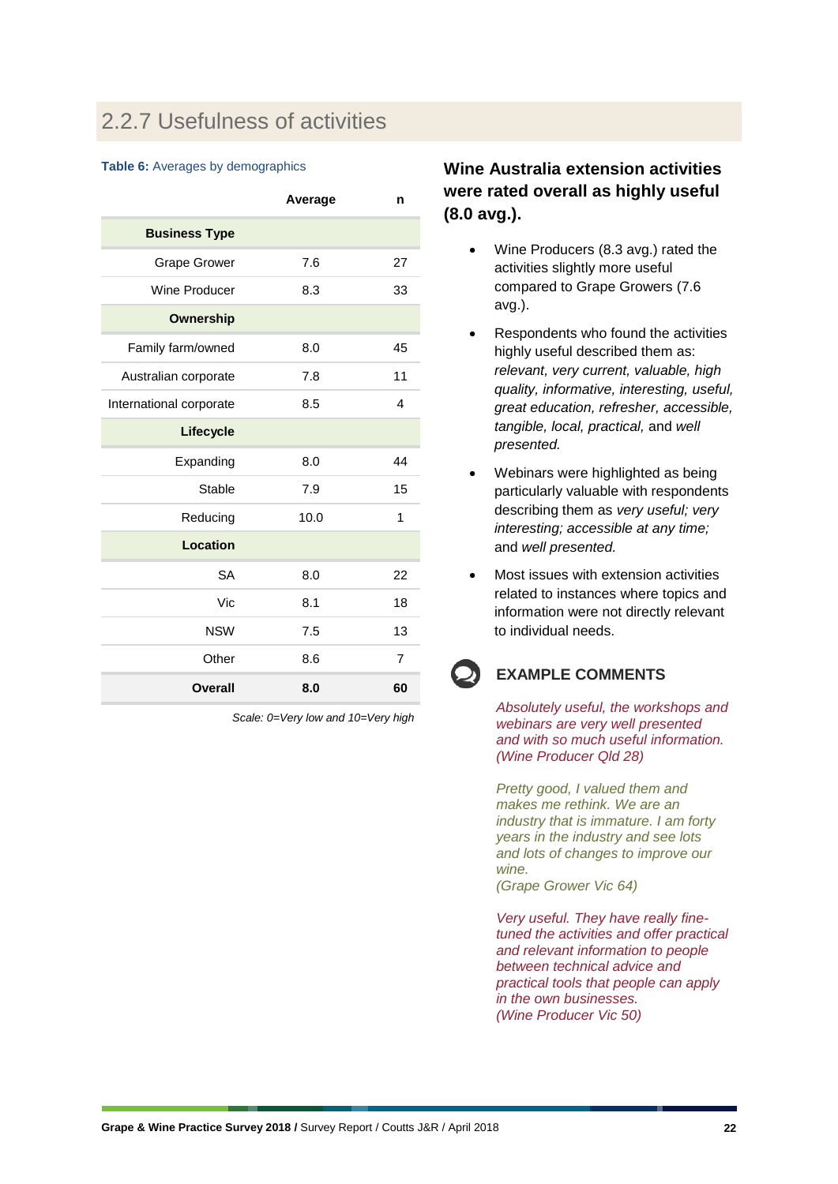## 2.2.7 Usefulness of activities

**Table 6:** Averages by demographics

| | Average | n |
|---|---|---|
| **Business Type** | | |
| Grape Grower | 7.6 | 27 |
| Wine Producer | 8.3 | 33 |
| **Ownership** | | |
| Family farm/owned | 8.0 | 45 |
| Australian corporate | 7.8 | 11 |
| International corporate | 8.5 | 4 |
| **Lifecycle** | | |
| Expanding | 8.0 | 44 |
| Stable | 7.9 | 15 |
| Reducing | 10.0 | 1 |
| **Location** | | |
| SA | 8.0 | 22 |
| Vic | 8.1 | 18 |
| NSW | 7.5 | 13 |
| Other | 8.6 | 7 |
| **Overall** | **8.0** | **60** |

*Scale: 0=Very low and 10=Very high*

### Wine Australia extension activities were rated overall as highly useful (8.0 avg.).

- Wine Producers (8.3 avg.) rated the activities slightly more useful compared to Grape Growers (7.6 avg.).
- Respondents who found the activities highly useful described them as: *relevant, very current, valuable, high quality, informative, interesting, useful, great education, refresher, accessible, tangible, local, practical,* and *well presented.*
- Webinars were highlighted as being particularly valuable with respondents describing them as *very useful; very interesting; accessible at any time;* and *well presented.*
- Most issues with extension activities related to instances where topics and information were not directly relevant to individual needs.

### EXAMPLE COMMENTS

*Absolutely useful, the workshops and webinars are very well presented and with so much useful information. (Wine Producer Qld 28)*

*Pretty good, I valued them and makes me rethink. We are an industry that is immature. I am forty years in the industry and see lots and lots of changes to improve our wine.*
*(Grape Grower Vic 64)*

*Very useful. They have really fine-tuned the activities and offer practical and relevant information to people between technical advice and practical tools that people can apply in the own businesses.*
*(Wine Producer Vic 50)*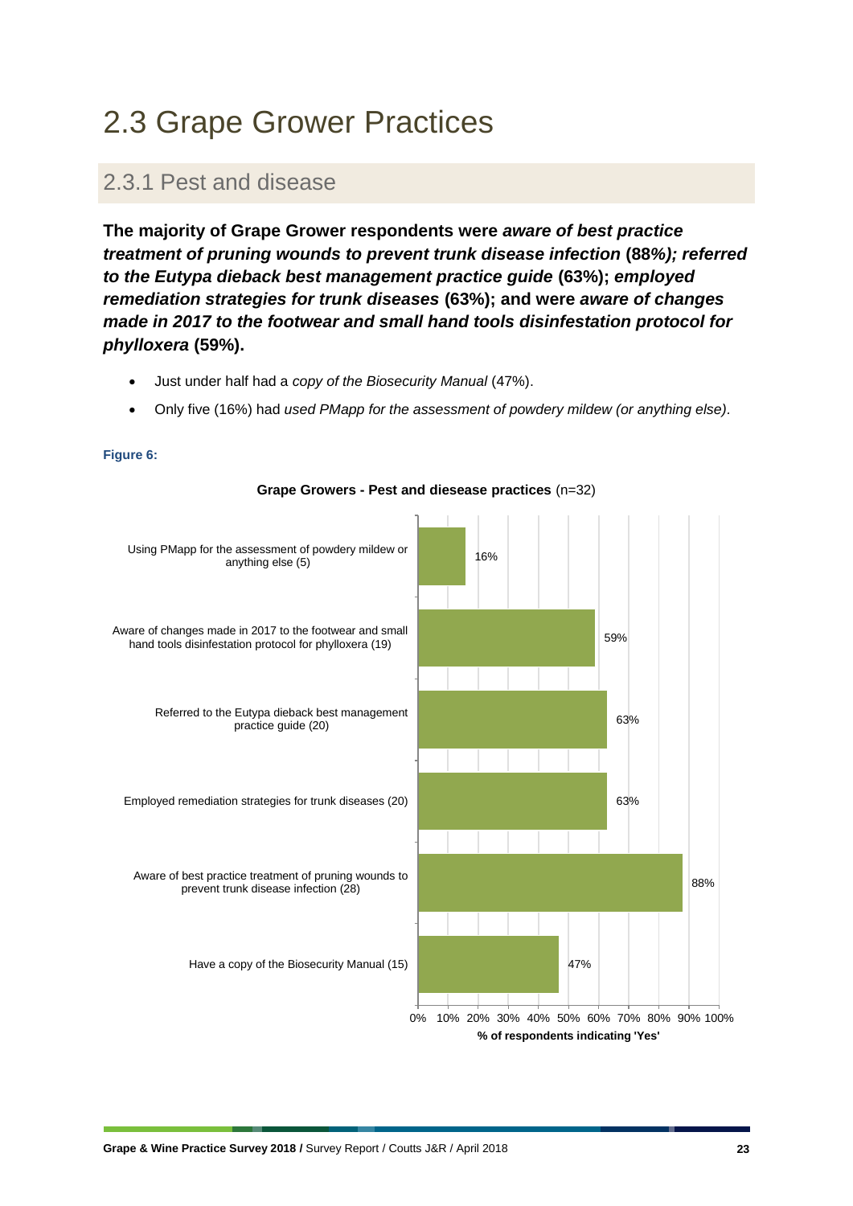# 2.3 Grape Grower Practices

## 2.3.1 Pest and disease

**The majority of Grape Grower respondents were *aware of best practice treatment of pruning wounds to prevent trunk disease infection* (88%); *referred to the Eutypa dieback best management practice guide* (63%); *employed remediation strategies for trunk diseases* (63%); and were *aware of changes made in 2017 to the footwear and small hand tools disinfestation protocol for phylloxera* (59%).**

- Just under half had a *copy of the Biosecurity Manual* (47%).
- Only five (16%) had *used PMapp for the assessment of powdery mildew (or anything else)*.

**Figure 6:**

**Grape Growers - Pest and diesease practices** (n=32)

| Practice | % of respondents indicating 'Yes' |
|---|---|
| Using PMapp for the assessment of powdery mildew or anything else (5) | 16% |
| Aware of changes made in 2017 to the footwear and small hand tools disinfestation protocol for phylloxera (19) | 59% |
| Referred to the Eutypa dieback best management practice guide (20) | 63% |
| Employed remediation strategies for trunk diseases (20) | 63% |
| Aware of best practice treatment of pruning wounds to prevent trunk disease infection (28) | 88% |
| Have a copy of the Biosecurity Manual (15) | 47% |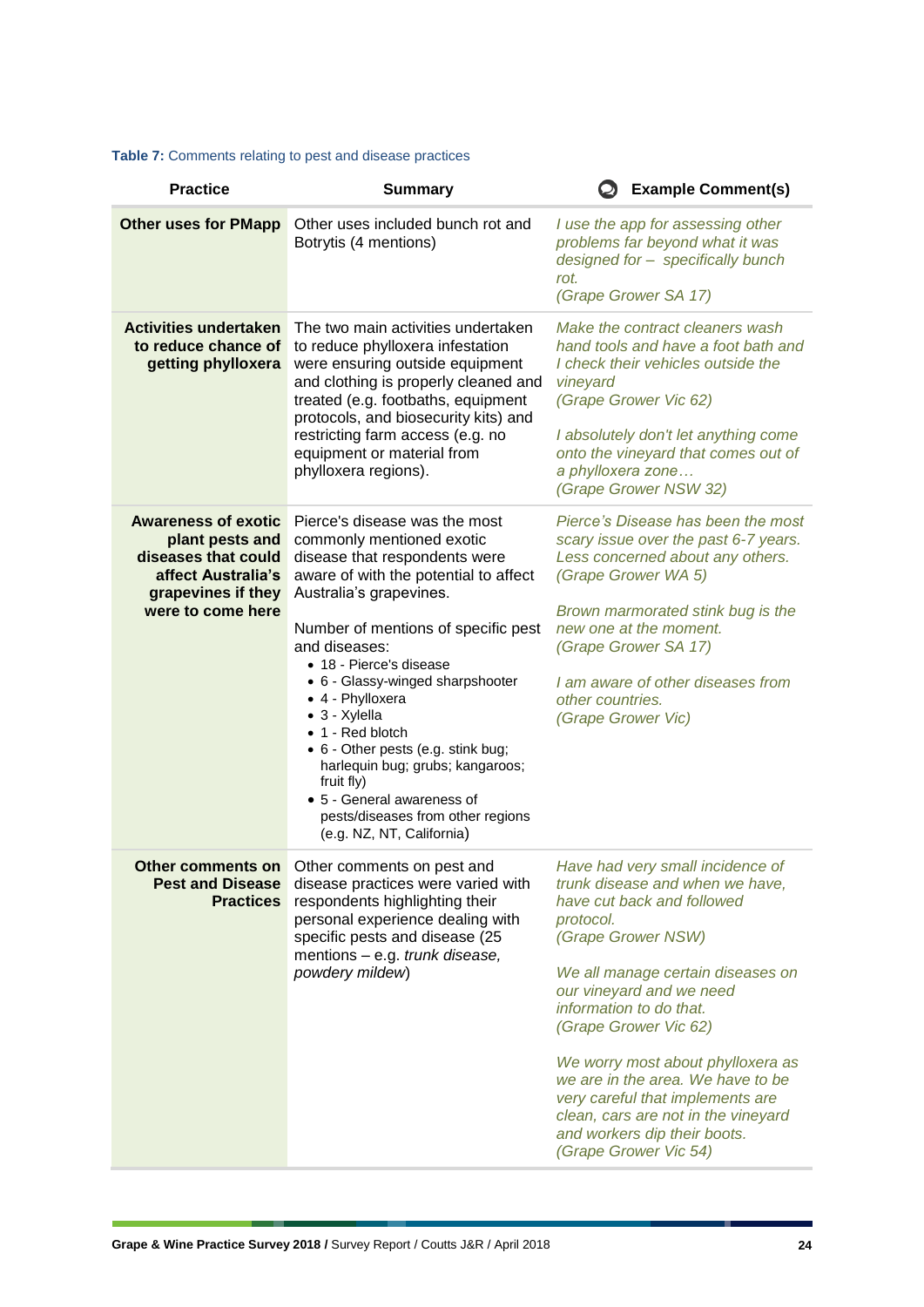**Table 7:** Comments relating to pest and disease practices

| Practice | Summary | Example Comment(s) |
|---|---|---|
| **Other uses for PMapp** | Other uses included bunch rot and Botrytis (4 mentions) | *I use the app for assessing other problems far beyond what it was designed for – specifically bunch rot.* *(Grape Grower SA 17)* |
| **Activities undertaken to reduce chance of getting phylloxera** | The two main activities undertaken to reduce phylloxera infestation were ensuring outside equipment and clothing is properly cleaned and treated (e.g. footbaths, equipment protocols, and biosecurity kits) and restricting farm access (e.g. no equipment or material from phylloxera regions). | *Make the contract cleaners wash hand tools and have a foot bath and I check their vehicles outside the vineyard* *(Grape Grower Vic 62)*<br><br>*I absolutely don't let anything come onto the vineyard that comes out of a phylloxera zone…* *(Grape Grower NSW 32)* |
| **Awareness of exotic plant pests and diseases that could affect Australia's grapevines if they were to come here** | Pierce's disease was the most commonly mentioned exotic disease that respondents were aware of with the potential to affect Australia's grapevines.<br><br>Number of mentions of specific pest and diseases:<br>• 18 - Pierce's disease<br>• 6 - Glassy-winged sharpshooter<br>• 4 - Phylloxera<br>• 3 - Xylella<br>• 1 - Red blotch<br>• 6 - Other pests (e.g. stink bug; harlequin bug; grubs; kangaroos; fruit fly)<br>• 5 - General awareness of pests/diseases from other regions (e.g. NZ, NT, California) | *Pierce's Disease has been the most scary issue over the past 6-7 years. Less concerned about any others.* *(Grape Grower WA 5)*<br><br>*Brown marmorated stink bug is the new one at the moment.* *(Grape Grower SA 17)*<br><br>*I am aware of other diseases from other countries.* *(Grape Grower Vic)* |
| **Other comments on Pest and Disease Practices** | Other comments on pest and disease practices were varied with respondents highlighting their personal experience dealing with specific pests and disease (25 mentions – e.g. *trunk disease, powdery mildew*) | *Have had very small incidence of trunk disease and when we have, have cut back and followed protocol.* *(Grape Grower NSW)*<br><br>*We all manage certain diseases on our vineyard and we need information to do that.* *(Grape Grower Vic 62)*<br><br>*We worry most about phylloxera as we are in the area. We have to be very careful that implements are clean, cars are not in the vineyard and workers dip their boots.* *(Grape Grower Vic 54)* |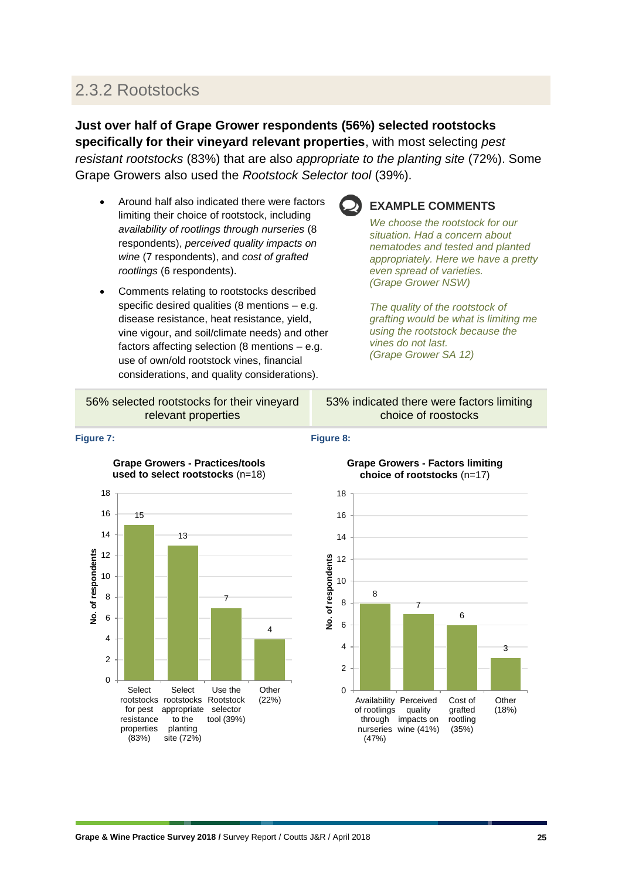## 2.3.2 Rootstocks

**Just over half of Grape Grower respondents (56%) selected rootstocks specifically for their vineyard relevant properties**, with most selecting *pest resistant rootstocks* (83%) that are also *appropriate to the planting site* (72%). Some Grape Growers also used the *Rootstock Selector tool* (39%).

- Around half also indicated there were factors limiting their choice of rootstock, including *availability of rootlings through nurseries* (8 respondents), *perceived quality impacts on wine* (7 respondents), and *cost of grafted rootlings* (6 respondents).
- Comments relating to rootstocks described specific desired qualities (8 mentions – e.g. disease resistance, heat resistance, yield, vine vigour, and soil/climate needs) and other factors affecting selection (8 mentions – e.g. use of own/old rootstock vines, financial considerations, and quality considerations).

**EXAMPLE COMMENTS**

*We choose the rootstock for our situation. Had a concern about nematodes and tested and planted appropriately. Here we have a pretty even spread of varieties.*
*(Grape Grower NSW)*

*The quality of the rootstock of grafting would be what is limiting me using the rootstock because the vines do not last.*
*(Grape Grower SA 12)*

| 56% selected rootstocks for their vineyard relevant properties | 53% indicated there were factors limiting choice of roostocks |
|---|---|

**Figure 7:**

**Grape Growers - Practices/tools used to select rootstocks** (n=18)

| Practice/tool | No. of respondents |
|---|---|
| Select rootstocks for pest resistance properties (83%) | 15 |
| Select rootstocks appropriate to the planting site (72%) | 13 |
| Use the Rootstock selector tool (39%) | 7 |
| Other (22%) | 4 |

**Figure 8:**

**Grape Growers - Factors limiting choice of rootstocks** (n=17)

| Factor | No. of respondents |
|---|---|
| Availability of rootlings through nurseries (47%) | 8 |
| Perceived quality impacts on wine (41%) | 7 |
| Cost of grafted rootling (35%) | 6 |
| Other (18%) | 3 |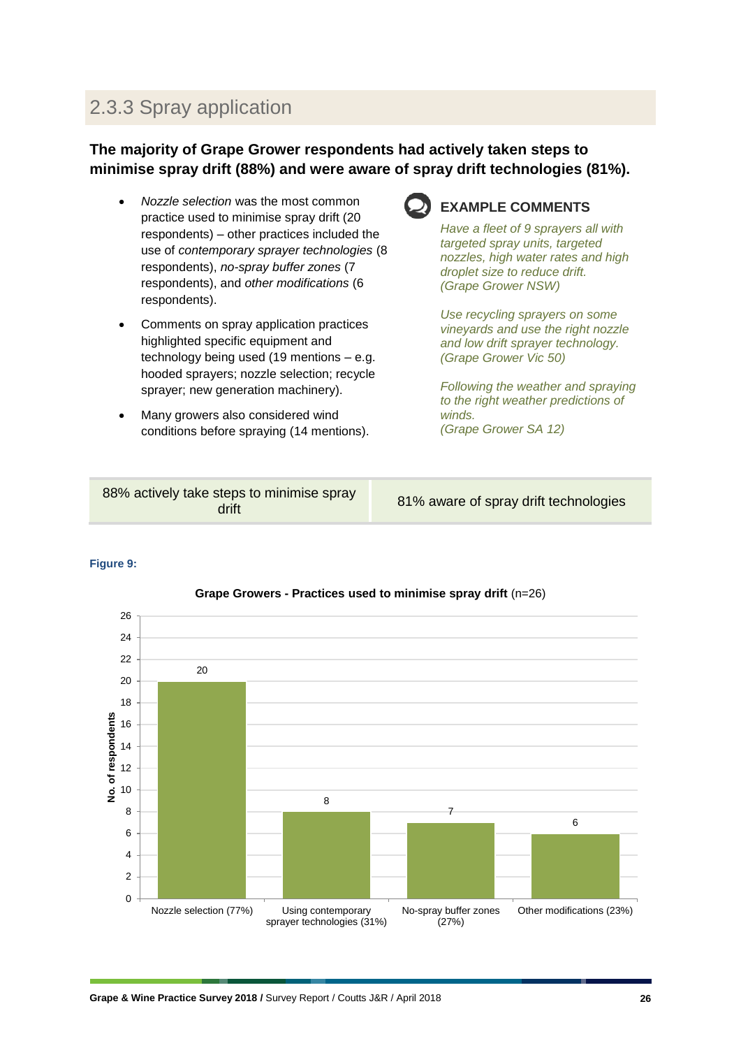### 2.3.3 Spray application

**The majority of Grape Grower respondents had actively taken steps to minimise spray drift (88%) and were aware of spray drift technologies (81%).**

- *Nozzle selection* was the most common practice used to minimise spray drift (20 respondents) – other practices included the use of *contemporary sprayer technologies* (8 respondents), *no-spray buffer zones* (7 respondents), and *other modifications* (6 respondents).
- Comments on spray application practices highlighted specific equipment and technology being used (19 mentions – e.g. hooded sprayers; nozzle selection; recycle sprayer; new generation machinery).
- Many growers also considered wind conditions before spraying (14 mentions).

**EXAMPLE COMMENTS**

*Have a fleet of 9 sprayers all with targeted spray units, targeted nozzles, high water rates and high droplet size to reduce drift.*
*(Grape Grower NSW)*

*Use recycling sprayers on some vineyards and use the right nozzle and low drift sprayer technology.*
*(Grape Grower Vic 50)*

*Following the weather and spraying to the right weather predictions of winds.*
*(Grape Grower SA 12)*

| 88% actively take steps to minimise spray drift | 81% aware of spray drift technologies |
|---|---|

**Figure 9:**

**Grape Growers - Practices used to minimise spray drift** (n=26)

| Practice | No. of respondents |
|---|---|
| Nozzle selection (77%) | 20 |
| Using contemporary sprayer technologies (31%) | 8 |
| No-spray buffer zones (27%) | 7 |
| Other modifications (23%) | 6 |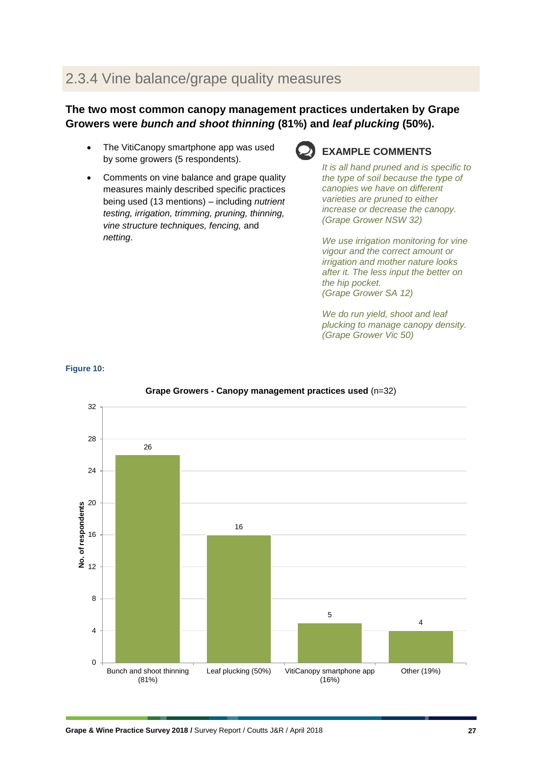## 2.3.4 Vine balance/grape quality measures

**The two most common canopy management practices undertaken by Grape Growers were *bunch and shoot thinning* (81%) and *leaf plucking* (50%).**

- The VitiCanopy smartphone app was used by some growers (5 respondents).
- Comments on vine balance and grape quality measures mainly described specific practices being used (13 mentions) – including *nutrient testing, irrigation, trimming, pruning, thinning, vine structure techniques, fencing,* and *netting*.

### EXAMPLE COMMENTS

*It is all hand pruned and is specific to the type of soil because the type of canopies we have on different varieties are pruned to either increase or decrease the canopy. (Grape Grower NSW 32)*

*We use irrigation monitoring for vine vigour and the correct amount or irrigation and mother nature looks after it. The less input the better on the hip pocket. (Grape Grower SA 12)*

*We do run yield, shoot and leaf plucking to manage canopy density. (Grape Grower Vic 50)*

**Figure 10:**

**Grape Growers - Canopy management practices used** (n=32)

| Practice | No. of respondents |
|---|---|
| Bunch and shoot thinning (81%) | 26 |
| Leaf plucking (50%) | 16 |
| VitiCanopy smartphone app (16%) | 5 |
| Other (19%) | 4 |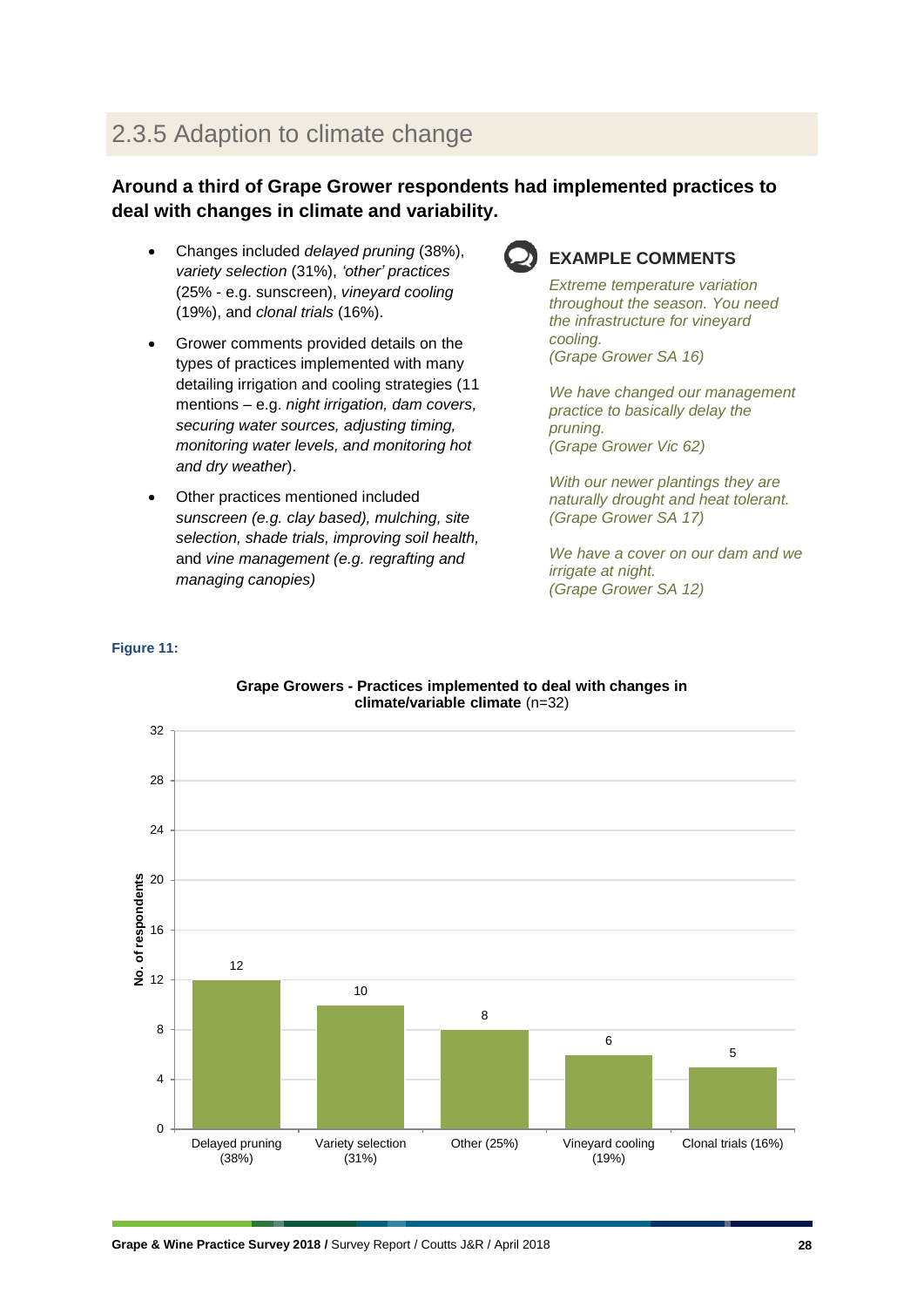## 2.3.5 Adaption to climate change

**Around a third of Grape Grower respondents had implemented practices to deal with changes in climate and variability.**

- Changes included *delayed pruning* (38%), *variety selection* (31%), *'other' practices* (25% - e.g. sunscreen), *vineyard cooling* (19%), and *clonal trials* (16%).
- Grower comments provided details on the types of practices implemented with many detailing irrigation and cooling strategies (11 mentions – e.g. *night irrigation, dam covers, securing water sources, adjusting timing, monitoring water levels, and monitoring hot and dry weather*).
- Other practices mentioned included *sunscreen (e.g. clay based), mulching, site selection, shade trials, improving soil health,* and *vine management (e.g. regrafting and managing canopies)*

### EXAMPLE COMMENTS

*Extreme temperature variation throughout the season. You need the infrastructure for vineyard cooling.*
*(Grape Grower SA 16)*

*We have changed our management practice to basically delay the pruning.*
*(Grape Grower Vic 62)*

*With our newer plantings they are naturally drought and heat tolerant.*
*(Grape Grower SA 17)*

*We have a cover on our dam and we irrigate at night.*
*(Grape Grower SA 12)*

**Figure 11:**

**Grape Growers - Practices implemented to deal with changes in climate/variable climate** (n=32)

| Practice | No. of respondents |
|---|---|
| Delayed pruning (38%) | 12 |
| Variety selection (31%) | 10 |
| Other (25%) | 8 |
| Vineyard cooling (19%) | 6 |
| Clonal trials (16%) | 5 |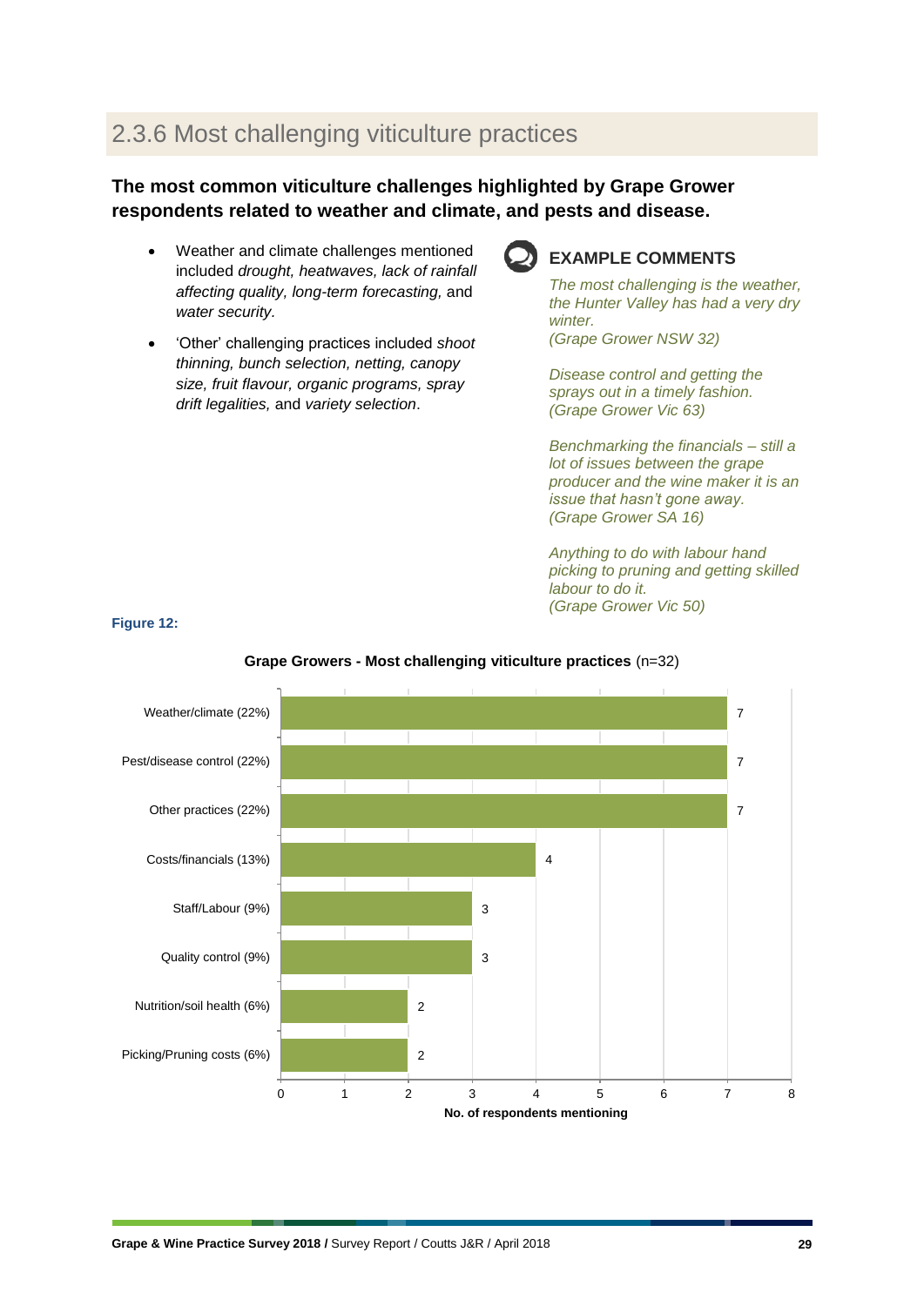## 2.3.6 Most challenging viticulture practices

**The most common viticulture challenges highlighted by Grape Grower respondents related to weather and climate, and pests and disease.**

- Weather and climate challenges mentioned included *drought, heatwaves, lack of rainfall affecting quality, long-term forecasting,* and *water security.*
- 'Other' challenging practices included *shoot thinning, bunch selection, netting, canopy size, fruit flavour, organic programs, spray drift legalities,* and *variety selection*.

### EXAMPLE COMMENTS

*The most challenging is the weather, the Hunter Valley has had a very dry winter.*
*(Grape Grower NSW 32)*

*Disease control and getting the sprays out in a timely fashion.*
*(Grape Grower Vic 63)*

*Benchmarking the financials – still a lot of issues between the grape producer and the wine maker it is an issue that hasn't gone away.*
*(Grape Grower SA 16)*

*Anything to do with labour hand picking to pruning and getting skilled labour to do it.*
*(Grape Grower Vic 50)*

**Figure 12:**

**Grape Growers - Most challenging viticulture practices** (n=32)

| Practice | No. of respondents mentioning |
|---|---|
| Weather/climate (22%) | 7 |
| Pest/disease control (22%) | 7 |
| Other practices (22%) | 7 |
| Costs/financials (13%) | 4 |
| Staff/Labour (9%) | 3 |
| Quality control (9%) | 3 |
| Nutrition/soil health (6%) | 2 |
| Picking/Pruning costs (6%) | 2 |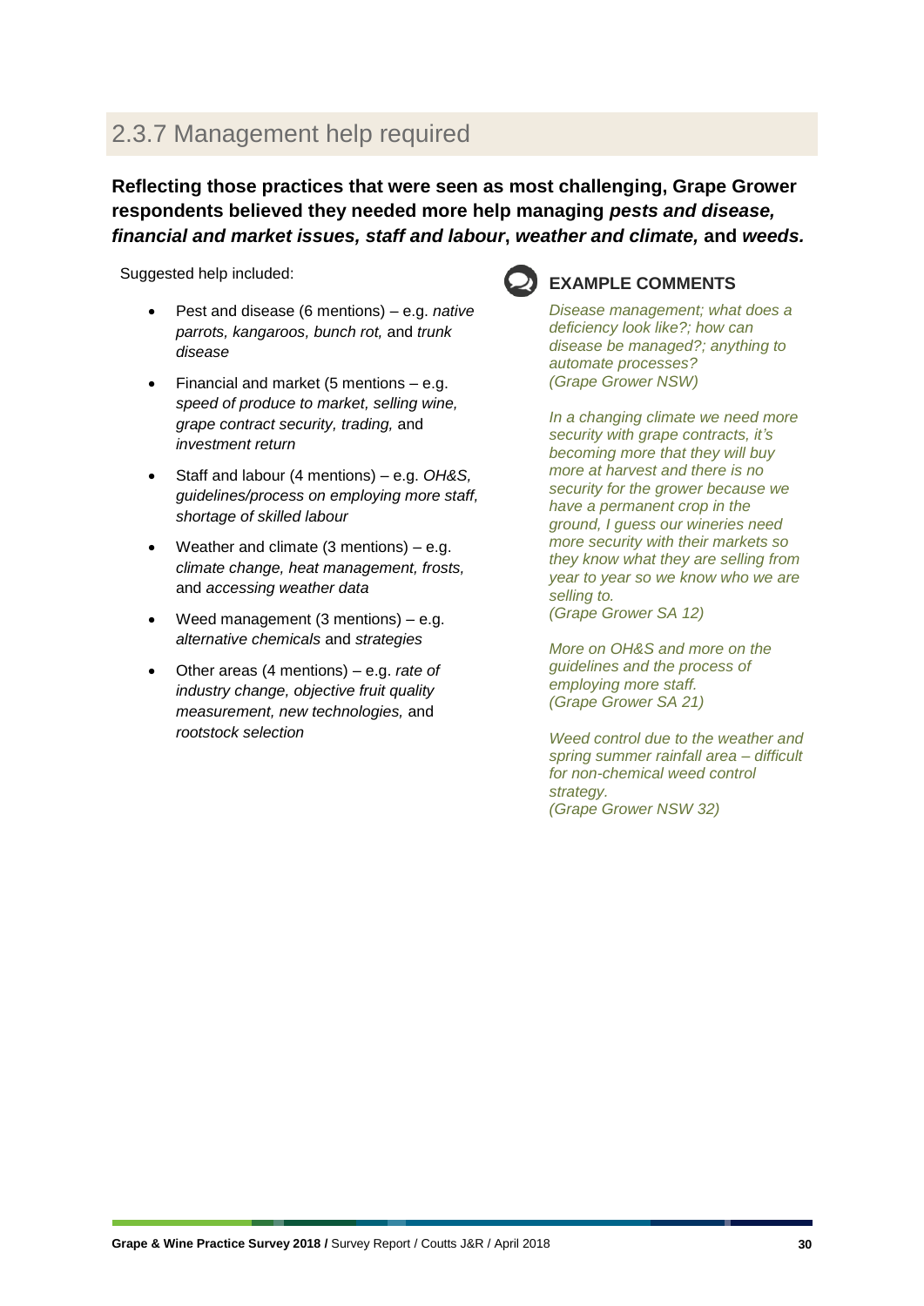## 2.3.7 Management help required

**Reflecting those practices that were seen as most challenging, Grape Grower respondents believed they needed more help managing *pests and disease, financial and market issues, staff and labour*, *weather and climate,* and *weeds.***

Suggested help included:

- Pest and disease (6 mentions) – e.g. *native parrots, kangaroos, bunch rot,* and *trunk disease*
- Financial and market (5 mentions – e.g. *speed of produce to market, selling wine, grape contract security, trading,* and *investment return*
- Staff and labour (4 mentions) – e.g. *OH&S, guidelines/process on employing more staff, shortage of skilled labour*
- Weather and climate (3 mentions) – e.g. *climate change, heat management, frosts,* and *accessing weather data*
- Weed management (3 mentions) – e.g. *alternative chemicals* and *strategies*
- Other areas (4 mentions) – e.g. *rate of industry change, objective fruit quality measurement, new technologies,* and *rootstock selection*

### EXAMPLE COMMENTS

*Disease management; what does a deficiency look like?; how can disease be managed?; anything to automate processes?*
*(Grape Grower NSW)*

*In a changing climate we need more security with grape contracts, it's becoming more that they will buy more at harvest and there is no security for the grower because we have a permanent crop in the ground, I guess our wineries need more security with their markets so they know what they are selling from year to year so we know who we are selling to.*
*(Grape Grower SA 12)*

*More on OH&S and more on the guidelines and the process of employing more staff.*
*(Grape Grower SA 21)*

*Weed control due to the weather and spring summer rainfall area – difficult for non-chemical weed control strategy.*
*(Grape Grower NSW 32)*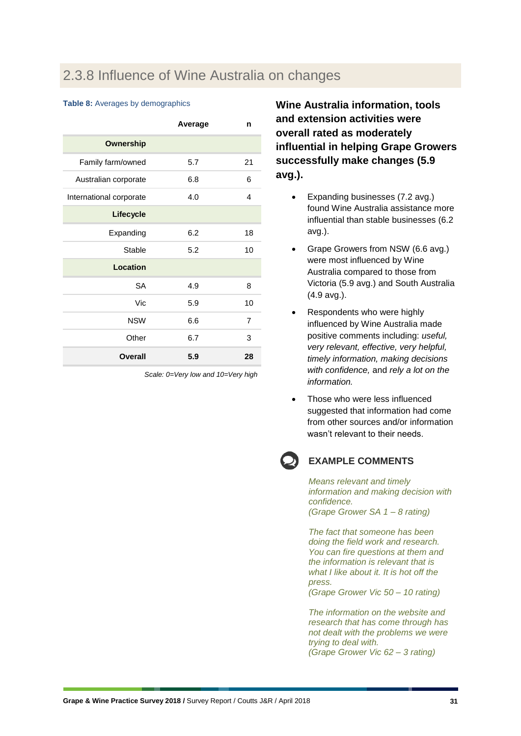## 2.3.8 Influence of Wine Australia on changes

**Table 8:** Averages by demographics

| | Average | n |
|---|---|---|
| **Ownership** | | |
| Family farm/owned | 5.7 | 21 |
| Australian corporate | 6.8 | 6 |
| International corporate | 4.0 | 4 |
| **Lifecycle** | | |
| Expanding | 6.2 | 18 |
| Stable | 5.2 | 10 |
| **Location** | | |
| SA | 4.9 | 8 |
| Vic | 5.9 | 10 |
| NSW | 6.6 | 7 |
| Other | 6.7 | 3 |
| **Overall** | **5.9** | **28** |

*Scale: 0=Very low and 10=Very high*

**Wine Australia information, tools and extension activities were overall rated as moderately influential in helping Grape Growers successfully make changes (5.9 avg.).**

- Expanding businesses (7.2 avg.) found Wine Australia assistance more influential than stable businesses (6.2 avg.).
- Grape Growers from NSW (6.6 avg.) were most influenced by Wine Australia compared to those from Victoria (5.9 avg.) and South Australia (4.9 avg.).
- Respondents who were highly influenced by Wine Australia made positive comments including: *useful, very relevant, effective, very helpful, timely information, making decisions with confidence,* and *rely a lot on the information.*
- Those who were less influenced suggested that information had come from other sources and/or information wasn't relevant to their needs.

### EXAMPLE COMMENTS

*Means relevant and timely information and making decision with confidence.*
*(Grape Grower SA 1 – 8 rating)*

*The fact that someone has been doing the field work and research. You can fire questions at them and the information is relevant that is what I like about it. It is hot off the press.*
*(Grape Grower Vic 50 – 10 rating)*

*The information on the website and research that has come through has not dealt with the problems we were trying to deal with.*
*(Grape Grower Vic 62 – 3 rating)*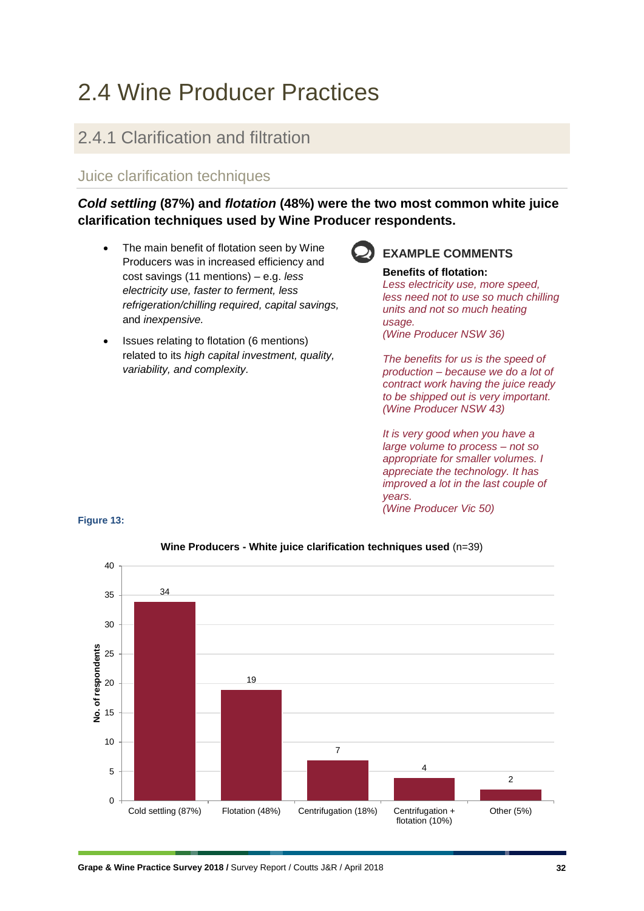# 2.4 Wine Producer Practices

## 2.4.1 Clarification and filtration

### Juice clarification techniques

***Cold settling* (87%) and *flotation* (48%) were the two most common white juice clarification techniques used by Wine Producer respondents.**

- The main benefit of flotation seen by Wine Producers was in increased efficiency and cost savings (11 mentions) – e.g. *less electricity use, faster to ferment, less refrigeration/chilling required, capital savings,* and *inexpensive.*
- Issues relating to flotation (6 mentions) related to its *high capital investment, quality, variability, and complexity*.

**EXAMPLE COMMENTS**

**Benefits of flotation:**

*Less electricity use, more speed, less need not to use so much chilling units and not so much heating usage.*
*(Wine Producer NSW 36)*

*The benefits for us is the speed of production – because we do a lot of contract work having the juice ready to be shipped out is very important.*
*(Wine Producer NSW 43)*

*It is very good when you have a large volume to process – not so appropriate for smaller volumes. I appreciate the technology. It has improved a lot in the last couple of years.*
*(Wine Producer Vic 50)*

**Figure 13:**

**Wine Producers - White juice clarification techniques used** (n=39)

| Technique | No. of respondents |
|---|---|
| Cold settling (87%) | 34 |
| Flotation (48%) | 19 |
| Centrifugation (18%) | 7 |
| Centrifugation + flotation (10%) | 4 |
| Other (5%) | 2 |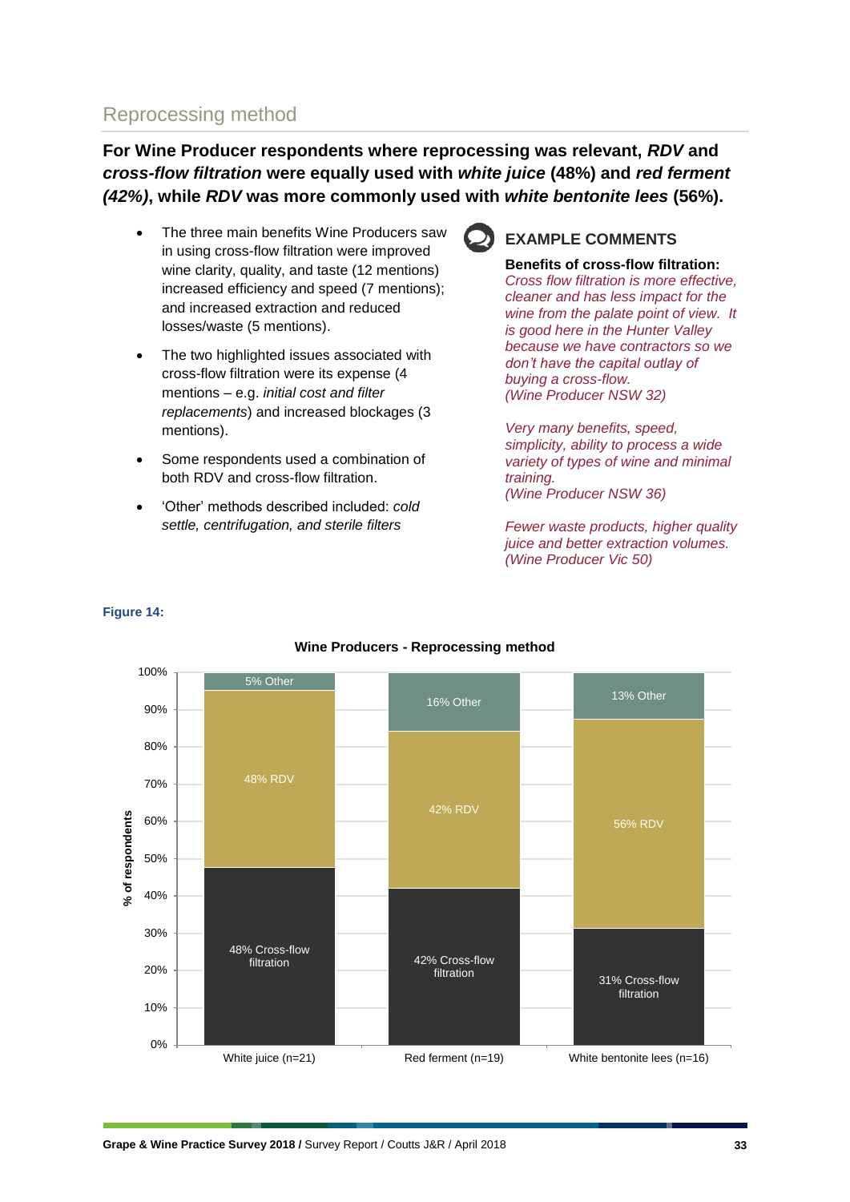## Reprocessing method

**For Wine Producer respondents where reprocessing was relevant, *RDV* and *cross-flow filtration* were equally used with *white juice* (48%) and *red ferment (42%)*, while *RDV* was more commonly used with *white bentonite lees* (56%).**

- The three main benefits Wine Producers saw in using cross-flow filtration were improved wine clarity, quality, and taste (12 mentions) increased efficiency and speed (7 mentions); and increased extraction and reduced losses/waste (5 mentions).
- The two highlighted issues associated with cross-flow filtration were its expense (4 mentions – e.g. *initial cost and filter replacements*) and increased blockages (3 mentions).
- Some respondents used a combination of both RDV and cross-flow filtration.
- 'Other' methods described included: *cold settle, centrifugation, and sterile filters*

### EXAMPLE COMMENTS

**Benefits of cross-flow filtration:**

*Cross flow filtration is more effective, cleaner and has less impact for the wine from the palate point of view. It is good here in the Hunter Valley because we have contractors so we don't have the capital outlay of buying a cross-flow.*
*(Wine Producer NSW 32)*

*Very many benefits, speed, simplicity, ability to process a wide variety of types of wine and minimal training.*
*(Wine Producer NSW 36)*

*Fewer waste products, higher quality juice and better extraction volumes.*
*(Wine Producer Vic 50)*

**Figure 14:**

**Wine Producers - Reprocessing method**

| % of respondents | White juice (n=21) | Red ferment (n=19) | White bentonite lees (n=16) |
|---|---|---|---|
| Cross-flow filtration | 48% | 42% | 31% |
| RDV | 48% | 42% | 56% |
| Other | 5% | 16% | 13% |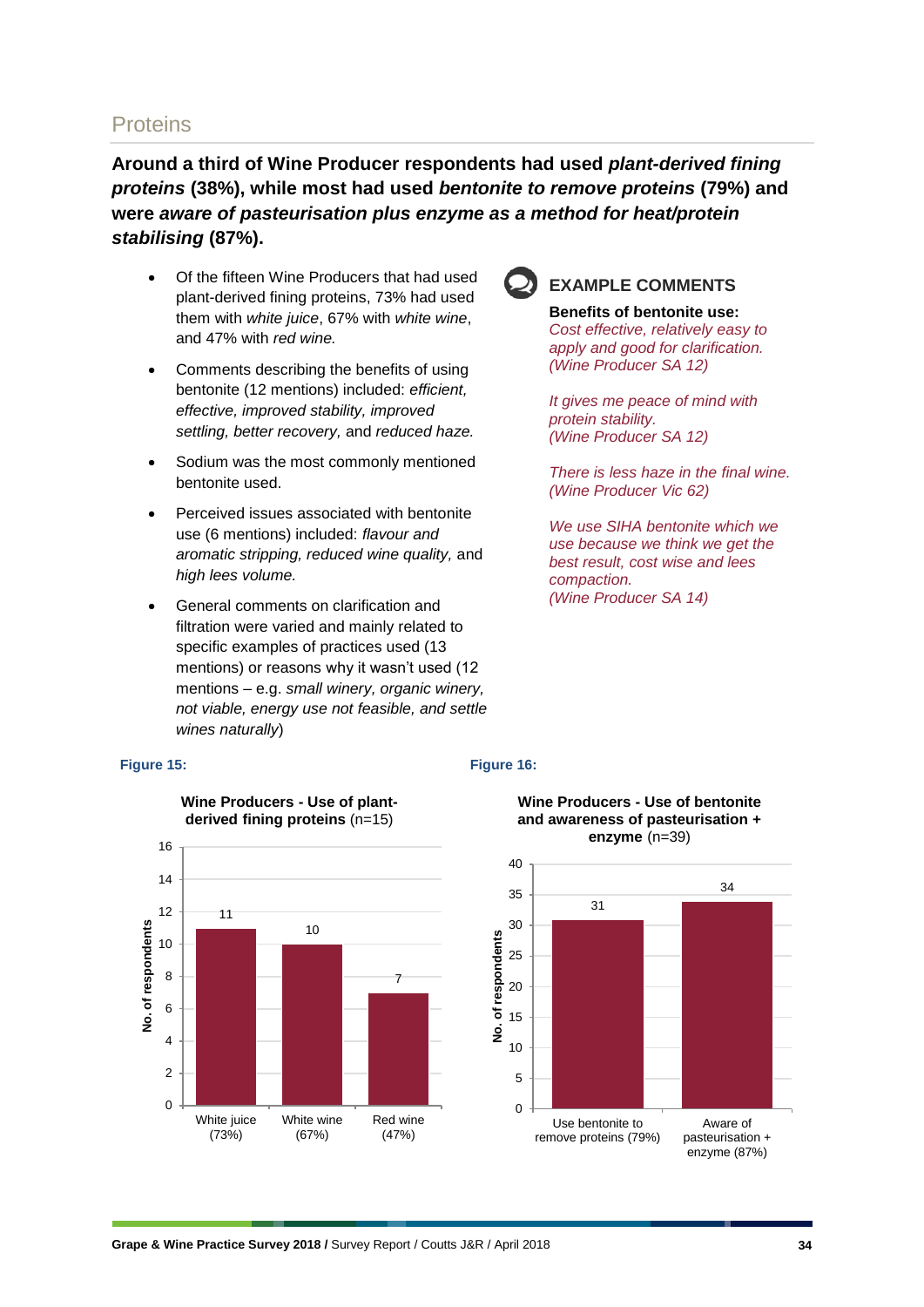## Proteins

**Around a third of Wine Producer respondents had used *plant-derived fining proteins* (38%), while most had used *bentonite to remove proteins* (79%) and were *aware of pasteurisation plus enzyme as a method for heat/protein stabilising* (87%).**

- Of the fifteen Wine Producers that had used plant-derived fining proteins, 73% had used them with *white juice*, 67% with *white wine*, and 47% with *red wine.*
- Comments describing the benefits of using bentonite (12 mentions) included: *efficient, effective, improved stability, improved settling, better recovery,* and *reduced haze.*
- Sodium was the most commonly mentioned bentonite used.
- Perceived issues associated with bentonite use (6 mentions) included: *flavour and aromatic stripping, reduced wine quality,* and *high lees volume.*
- General comments on clarification and filtration were varied and mainly related to specific examples of practices used (13 mentions) or reasons why it wasn't used (12 mentions – e.g. *small winery, organic winery, not viable, energy use not feasible, and settle wines naturally*)

### EXAMPLE COMMENTS

**Benefits of bentonite use:**
*Cost effective, relatively easy to apply and good for clarification. (Wine Producer SA 12)*

*It gives me peace of mind with protein stability. (Wine Producer SA 12)*

*There is less haze in the final wine. (Wine Producer Vic 62)*

*We use SIHA bentonite which we use because we think we get the best result, cost wise and lees compaction. (Wine Producer SA 14)*

**Figure 15:**

**Wine Producers - Use of plant-derived fining proteins** (n=15)

| | No. of respondents |
|---|---|
| White juice (73%) | 11 |
| White wine (67%) | 10 |
| Red wine (47%) | 7 |

**Figure 16:**

**Wine Producers - Use of bentonite and awareness of pasteurisation + enzyme** (n=39)

| | No. of respondents |
|---|---|
| Use bentonite to remove proteins (79%) | 31 |
| Aware of pasteurisation + enzyme (87%) | 34 |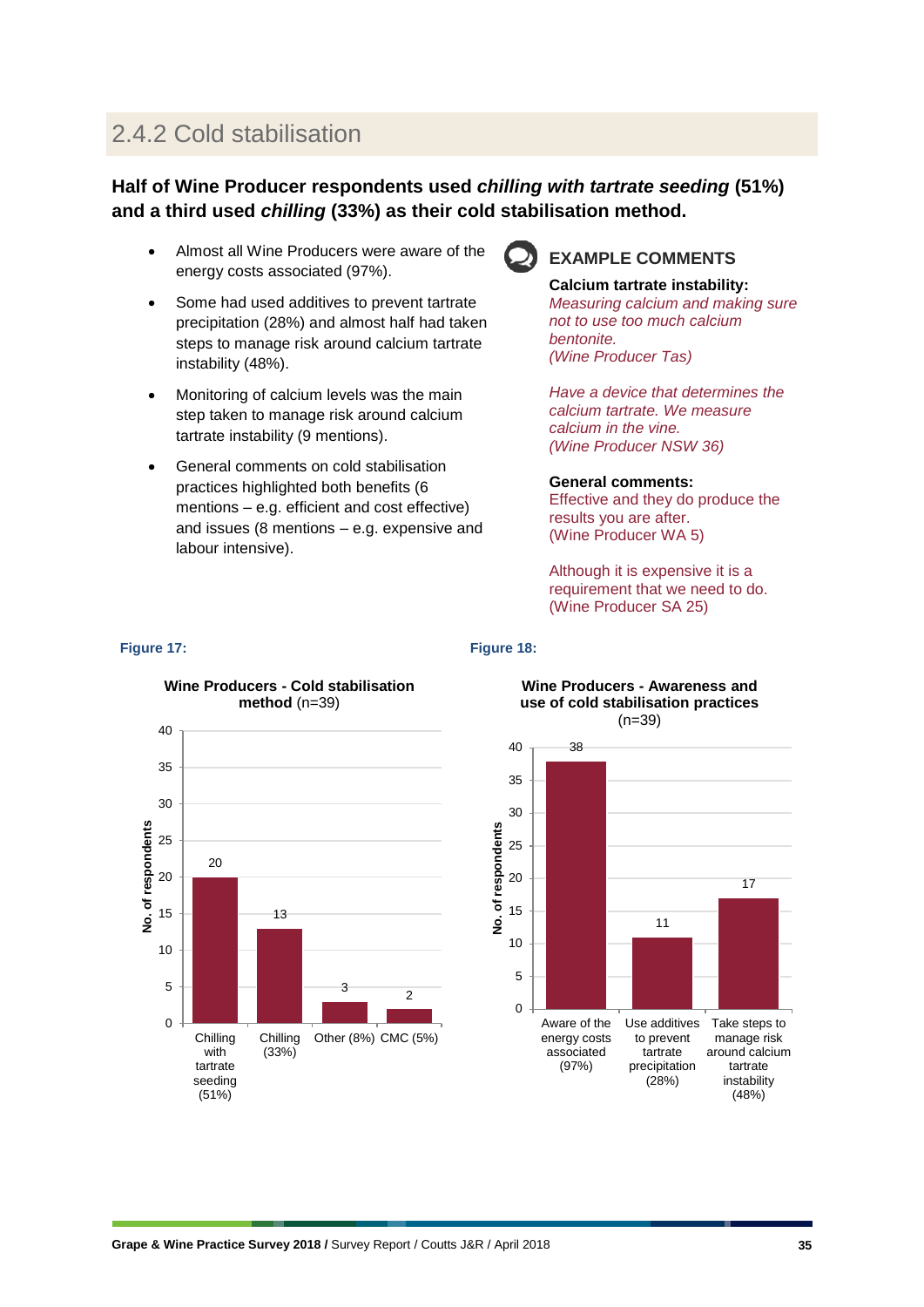## 2.4.2 Cold stabilisation

**Half of Wine Producer respondents used *chilling with tartrate seeding* (51%) and a third used *chilling* (33%) as their cold stabilisation method.**

- Almost all Wine Producers were aware of the energy costs associated (97%).
- Some had used additives to prevent tartrate precipitation (28%) and almost half had taken steps to manage risk around calcium tartrate instability (48%).
- Monitoring of calcium levels was the main step taken to manage risk around calcium tartrate instability (9 mentions).
- General comments on cold stabilisation practices highlighted both benefits (6 mentions – e.g. efficient and cost effective) and issues (8 mentions – e.g. expensive and labour intensive).

### EXAMPLE COMMENTS

**Calcium tartrate instability:**

*Measuring calcium and making sure not to use too much calcium bentonite.*
*(Wine Producer Tas)*

*Have a device that determines the calcium tartrate. We measure calcium in the vine.*
*(Wine Producer NSW 36)*

**General comments:**

Effective and they do produce the results you are after.
(Wine Producer WA 5)

Although it is expensive it is a requirement that we need to do.
(Wine Producer SA 25)

**Figure 17:**

**Wine Producers - Cold stabilisation method** (n=39)

| Method | No. of respondents |
|---|---|
| Chilling with tartrate seeding (51%) | 20 |
| Chilling (33%) | 13 |
| Other (8%) | 3 |
| CMC (5%) | 2 |

**Figure 18:**

**Wine Producers - Awareness and use of cold stabilisation practices** (n=39)

| Practice | No. of respondents |
|---|---|
| Aware of the energy costs associated (97%) | 38 |
| Use additives to prevent tartrate precipitation (28%) | 11 |
| Take steps to manage risk around calcium tartrate instability (48%) | 17 |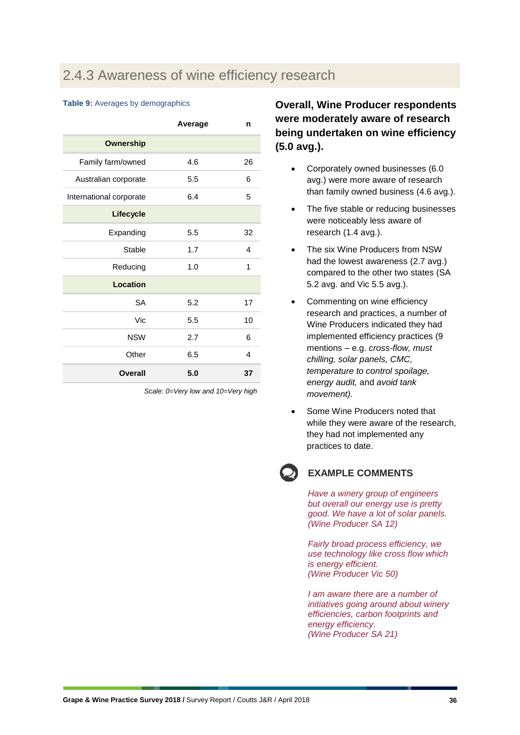### 2.4.3 Awareness of wine efficiency research

**Table 9:** Averages by demographics

| | Average | n |
|---|---|---|
| **Ownership** | | |
| Family farm/owned | 4.6 | 26 |
| Australian corporate | 5.5 | 6 |
| International corporate | 6.4 | 5 |
| **Lifecycle** | | |
| Expanding | 5.5 | 32 |
| Stable | 1.7 | 4 |
| Reducing | 1.0 | 1 |
| **Location** | | |
| SA | 5.2 | 17 |
| Vic | 5.5 | 10 |
| NSW | 2.7 | 6 |
| Other | 6.5 | 4 |
| **Overall** | **5.0** | **37** |

*Scale: 0=Very low and 10=Very high*

**Overall, Wine Producer respondents were moderately aware of research being undertaken on wine efficiency (5.0 avg.).**

- Corporately owned businesses (6.0 avg.) were more aware of research than family owned business (4.6 avg.).
- The five stable or reducing businesses were noticeably less aware of research (1.4 avg.).
- The six Wine Producers from NSW had the lowest awareness (2.7 avg.) compared to the other two states (SA 5.2 avg. and Vic 5.5 avg.).
- Commenting on wine efficiency research and practices, a number of Wine Producers indicated they had implemented efficiency practices (9 mentions – e.g. *cross-flow, must chilling, solar panels, CMC, temperature to control spoilage, energy audit,* and *avoid tank movement).*
- Some Wine Producers noted that while they were aware of the research, they had not implemented any practices to date.

**EXAMPLE COMMENTS**

*Have a winery group of engineers but overall our energy use is pretty good. We have a lot of solar panels. (Wine Producer SA 12)*

*Fairly broad process efficiency, we use technology like cross flow which is energy efficient. (Wine Producer Vic 50)*

*I am aware there are a number of initiatives going around about winery efficiencies, carbon footprints and energy efficiency. (Wine Producer SA 21)*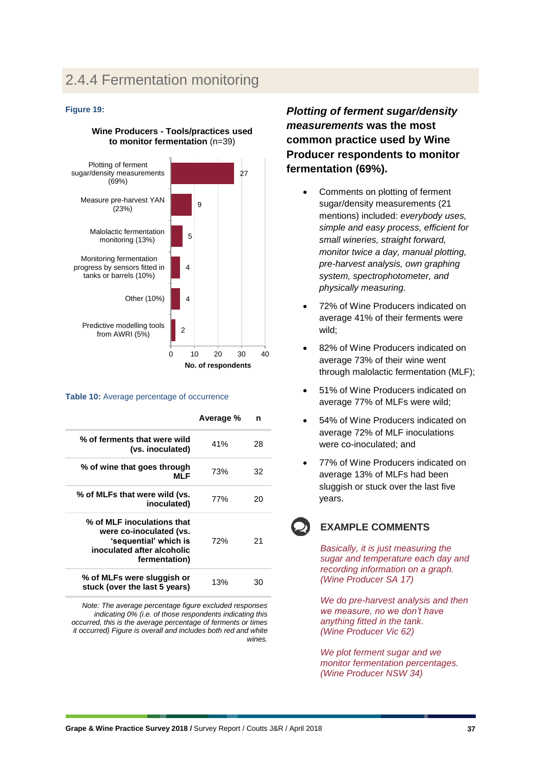## 2.4.4 Fermentation monitoring

**Figure 19:**

**Wine Producers - Tools/practices used to monitor fermentation** (n=39)

| Tool/practice | No. of respondents |
|---|---|
| Plotting of ferment sugar/density measurements (69%) | 27 |
| Measure pre-harvest YAN (23%) | 9 |
| Malolactic fermentation monitoring (13%) | 5 |
| Monitoring fermentation progress by sensors fitted in tanks or barrels (10%) | 4 |
| Other (10%) | 4 |
| Predictive modelling tools from AWRI (5%) | 2 |

**Table 10:** Average percentage of occurrence

| | Average % | n |
|---|---|---|
| **% of ferments that were wild (vs. inoculated)** | 41% | 28 |
| **% of wine that goes through MLF** | 73% | 32 |
| **% of MLFs that were wild (vs. inoculated)** | 77% | 20 |
| **% of MLF inoculations that were co-inoculated (vs. 'sequential' which is inoculated after alcoholic fermentation)** | 72% | 21 |
| **% of MLFs were sluggish or stuck (over the last 5 years)** | 13% | 30 |

*Note: The average percentage figure excluded responses indicating 0% (i.e. of those respondents indicating this occurred, this is the average percentage of ferments or times it occurred) Figure is overall and includes both red and white wines.*

***Plotting of ferment sugar/density measurements* was the most common practice used by Wine Producer respondents to monitor fermentation (69%).**

- Comments on plotting of ferment sugar/density measurements (21 mentions) included: *everybody uses, simple and easy process, efficient for small wineries, straight forward, monitor twice a day, manual plotting, pre-harvest analysis, own graphing system, spectrophotometer, and physically measuring.*
- 72% of Wine Producers indicated on average 41% of their ferments were wild;
- 82% of Wine Producers indicated on average 73% of their wine went through malolactic fermentation (MLF);
- 51% of Wine Producers indicated on average 77% of MLFs were wild;
- 54% of Wine Producers indicated on average 72% of MLF inoculations were co-inoculated; and
- 77% of Wine Producers indicated on average 13% of MLFs had been sluggish or stuck over the last five years.

**EXAMPLE COMMENTS**

*Basically, it is just measuring the sugar and temperature each day and recording information on a graph. (Wine Producer SA 17)*

*We do pre-harvest analysis and then we measure, no we don't have anything fitted in the tank. (Wine Producer Vic 62)*

*We plot ferment sugar and we monitor fermentation percentages. (Wine Producer NSW 34)*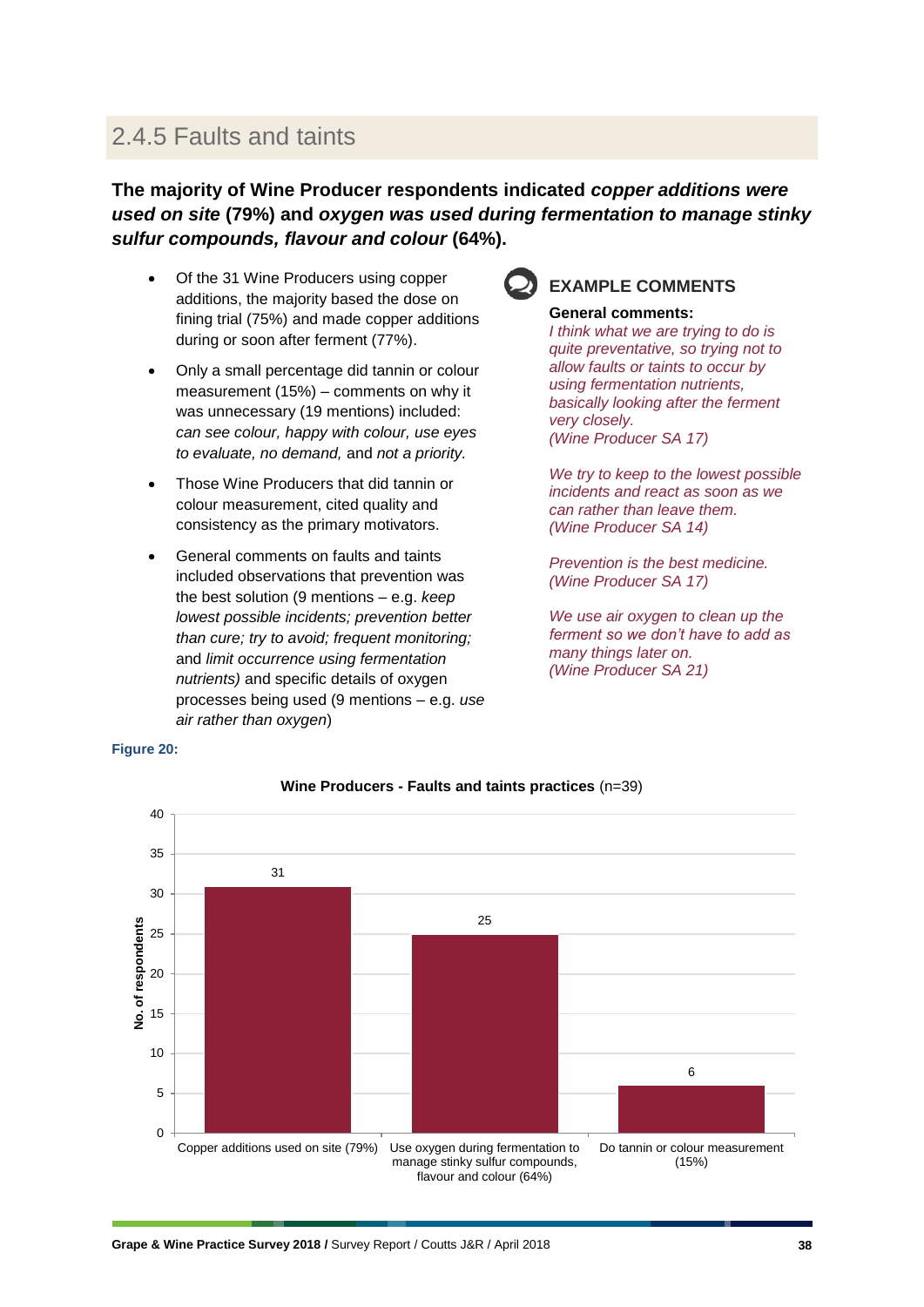## 2.4.5 Faults and taints

**The majority of Wine Producer respondents indicated *copper additions were used on site* (79%) and *oxygen was used during fermentation to manage stinky sulfur compounds, flavour and colour* (64%).**

- Of the 31 Wine Producers using copper additions, the majority based the dose on fining trial (75%) and made copper additions during or soon after ferment (77%).
- Only a small percentage did tannin or colour measurement (15%) – comments on why it was unnecessary (19 mentions) included: *can see colour, happy with colour, use eyes to evaluate, no demand,* and *not a priority.*
- Those Wine Producers that did tannin or colour measurement, cited quality and consistency as the primary motivators.
- General comments on faults and taints included observations that prevention was the best solution (9 mentions – e.g. *keep lowest possible incidents; prevention better than cure; try to avoid; frequent monitoring;* and *limit occurrence using fermentation nutrients)* and specific details of oxygen processes being used (9 mentions – e.g. *use air rather than oxygen*)

### EXAMPLE COMMENTS

**General comments:**

*I think what we are trying to do is quite preventative, so trying not to allow faults or taints to occur by using fermentation nutrients, basically looking after the ferment very closely.*
*(Wine Producer SA 17)*

*We try to keep to the lowest possible incidents and react as soon as we can rather than leave them.*
*(Wine Producer SA 14)*

*Prevention is the best medicine.*
*(Wine Producer SA 17)*

*We use air oxygen to clean up the ferment so we don't have to add as many things later on.*
*(Wine Producer SA 21)*

**Figure 20:**

**Wine Producers - Faults and taints practices** (n=39)

| Practice | No. of respondents |
|---|---|
| Copper additions used on site (79%) | 31 |
| Use oxygen during fermentation to manage stinky sulfur compounds, flavour and colour (64%) | 25 |
| Do tannin or colour measurement (15%) | 6 |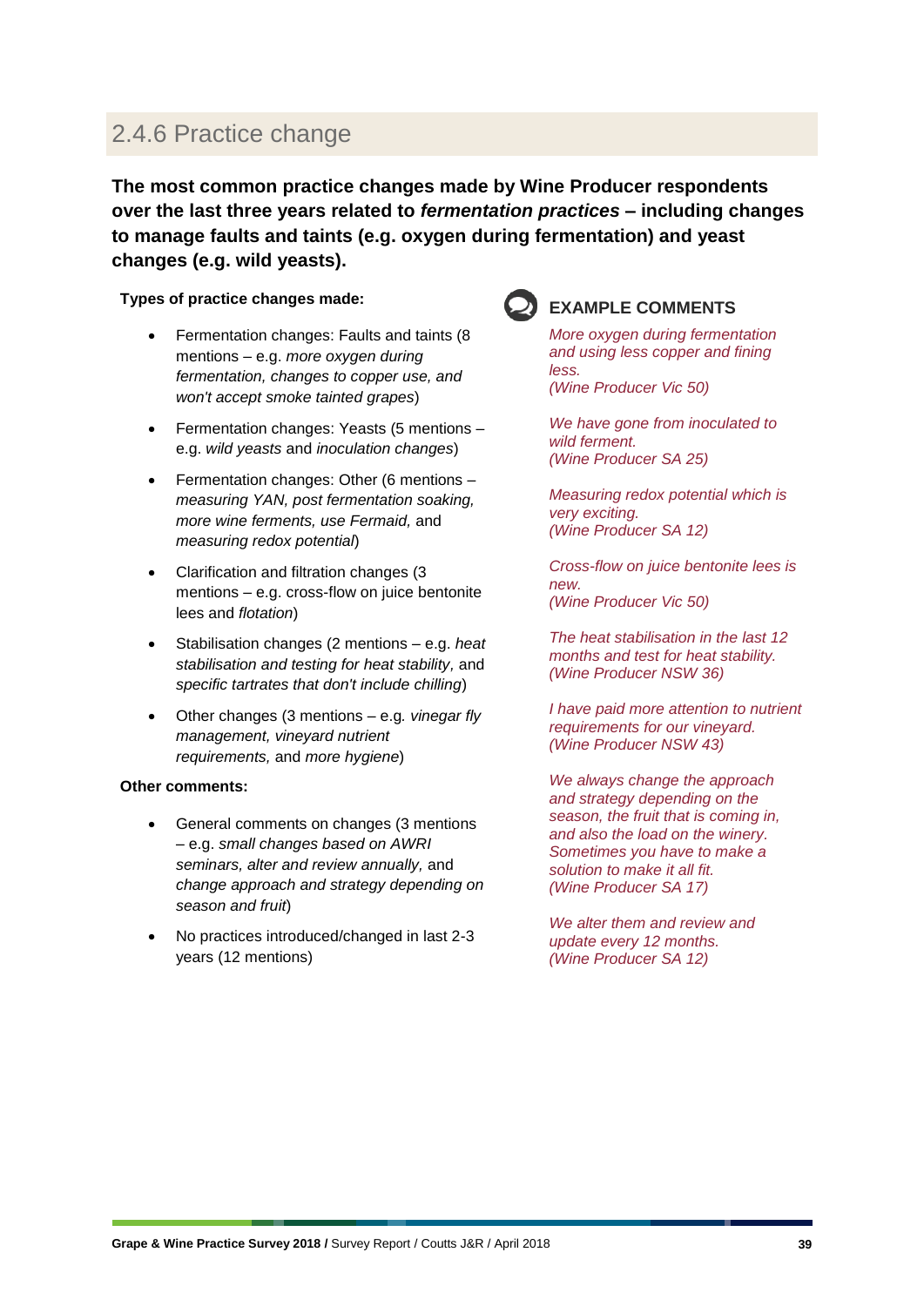### 2.4.6 Practice change

**The most common practice changes made by Wine Producer respondents over the last three years related to *fermentation practices* – including changes to manage faults and taints (e.g. oxygen during fermentation) and yeast changes (e.g. wild yeasts).**

**Types of practice changes made:**

- Fermentation changes: Faults and taints (8 mentions – e.g. *more oxygen during fermentation, changes to copper use, and won't accept smoke tainted grapes*)
- Fermentation changes: Yeasts (5 mentions – e.g. *wild yeasts* and *inoculation changes*)
- Fermentation changes: Other (6 mentions – *measuring YAN, post fermentation soaking, more wine ferments, use Fermaid,* and *measuring redox potential*)
- Clarification and filtration changes (3 mentions – e.g. cross-flow on juice bentonite lees and *flotation*)
- Stabilisation changes (2 mentions – e.g. *heat stabilisation and testing for heat stability,* and *specific tartrates that don't include chilling*)
- Other changes (3 mentions – e.g. *vinegar fly management, vineyard nutrient requirements,* and *more hygiene*)

**Other comments:**

- General comments on changes (3 mentions – e.g. *small changes based on AWRI seminars, alter and review annually,* and *change approach and strategy depending on season and fruit*)
- No practices introduced/changed in last 2-3 years (12 mentions)

#### EXAMPLE COMMENTS

*More oxygen during fermentation and using less copper and fining less.*
*(Wine Producer Vic 50)*

*We have gone from inoculated to wild ferment.*
*(Wine Producer SA 25)*

*Measuring redox potential which is very exciting.*
*(Wine Producer SA 12)*

*Cross-flow on juice bentonite lees is new.*
*(Wine Producer Vic 50)*

*The heat stabilisation in the last 12 months and test for heat stability.*
*(Wine Producer NSW 36)*

*I have paid more attention to nutrient requirements for our vineyard.*
*(Wine Producer NSW 43)*

*We always change the approach and strategy depending on the season, the fruit that is coming in, and also the load on the winery. Sometimes you have to make a solution to make it all fit.*
*(Wine Producer SA 17)*

*We alter them and review and update every 12 months.*
*(Wine Producer SA 12)*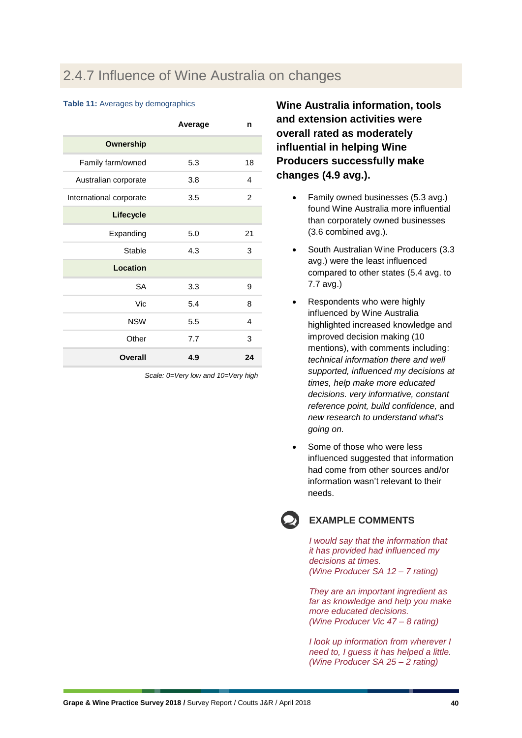## 2.4.7 Influence of Wine Australia on changes

**Table 11:** Averages by demographics

| | Average | n |
|---|---|---|
| **Ownership** | | |
| Family farm/owned | 5.3 | 18 |
| Australian corporate | 3.8 | 4 |
| International corporate | 3.5 | 2 |
| **Lifecycle** | | |
| Expanding | 5.0 | 21 |
| Stable | 4.3 | 3 |
| **Location** | | |
| SA | 3.3 | 9 |
| Vic | 5.4 | 8 |
| NSW | 5.5 | 4 |
| Other | 7.7 | 3 |
| **Overall** | **4.9** | **24** |

*Scale: 0=Very low and 10=Very high*

**Wine Australia information, tools and extension activities were overall rated as moderately influential in helping Wine Producers successfully make changes (4.9 avg.).**

- Family owned businesses (5.3 avg.) found Wine Australia more influential than corporately owned businesses (3.6 combined avg.).
- South Australian Wine Producers (3.3 avg.) were the least influenced compared to other states (5.4 avg. to 7.7 avg.)
- Respondents who were highly influenced by Wine Australia highlighted increased knowledge and improved decision making (10 mentions), with comments including: *technical information there and well supported, influenced my decisions at times, help make more educated decisions. very informative, constant reference point, build confidence,* and *new research to understand what's going on.*
- Some of those who were less influenced suggested that information had come from other sources and/or information wasn't relevant to their needs.

### EXAMPLE COMMENTS

*I would say that the information that it has provided had influenced my decisions at times.*
*(Wine Producer SA 12 – 7 rating)*

*They are an important ingredient as far as knowledge and help you make more educated decisions.*
*(Wine Producer Vic 47 – 8 rating)*

*I look up information from wherever I need to, I guess it has helped a little.*
*(Wine Producer SA 25 – 2 rating)*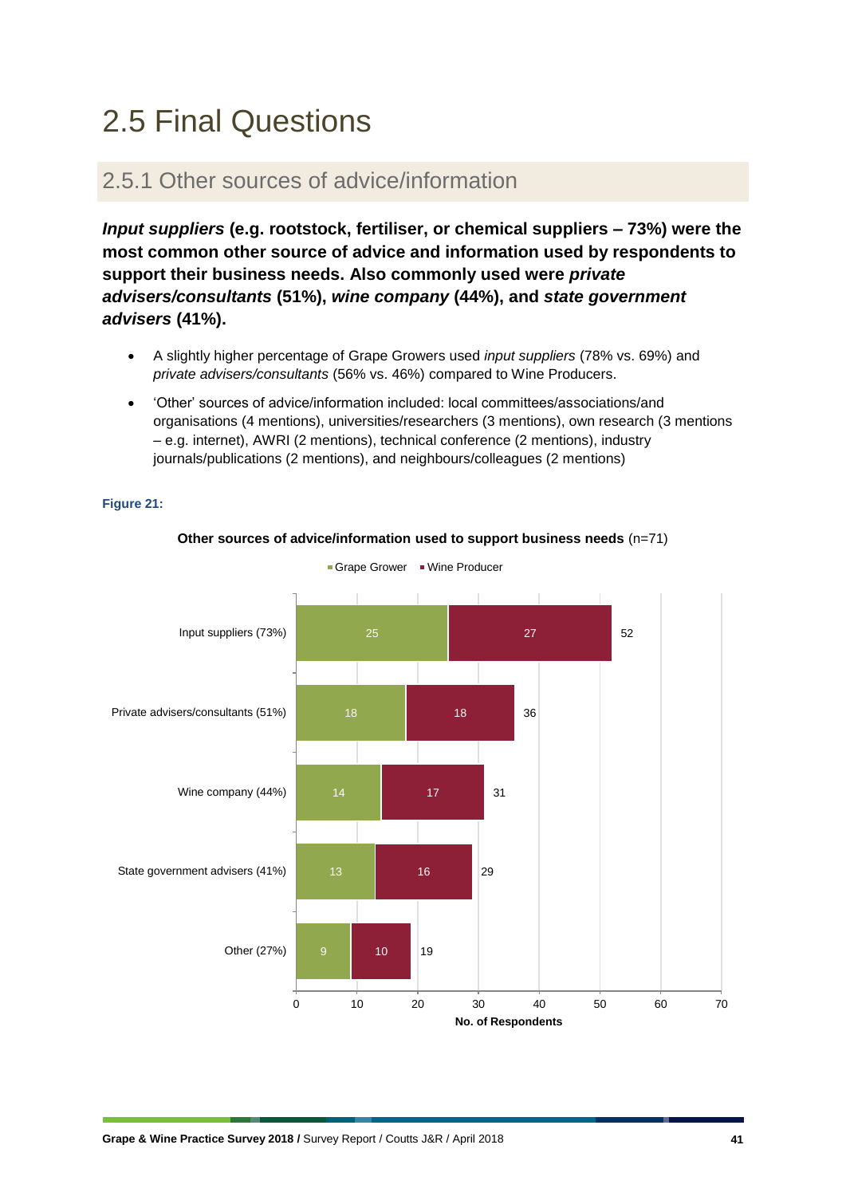# 2.5 Final Questions

## 2.5.1 Other sources of advice/information

***Input suppliers* (e.g. rootstock, fertiliser, or chemical suppliers – 73%) were the most common other source of advice and information used by respondents to support their business needs. Also commonly used were *private advisers/consultants* (51%), *wine company* (44%), and *state government advisers* (41%).**

- A slightly higher percentage of Grape Growers used *input suppliers* (78% vs. 69%) and *private advisers/consultants* (56% vs. 46%) compared to Wine Producers.
- 'Other' sources of advice/information included: local committees/associations/and organisations (4 mentions), universities/researchers (3 mentions), own research (3 mentions – e.g. internet), AWRI (2 mentions), technical conference (2 mentions), industry journals/publications (2 mentions), and neighbours/colleagues (2 mentions)

**Figure 21:**

**Other sources of advice/information used to support business needs** (n=71)

| Source | Grape Grower | Wine Producer | Total |
|---|---|---|---|
| Input suppliers (73%) | 25 | 27 | 52 |
| Private advisers/consultants (51%) | 18 | 18 | 36 |
| Wine company (44%) | 14 | 17 | 31 |
| State government advisers (41%) | 13 | 16 | 29 |
| Other (27%) | 9 | 10 | 19 |

No. of Respondents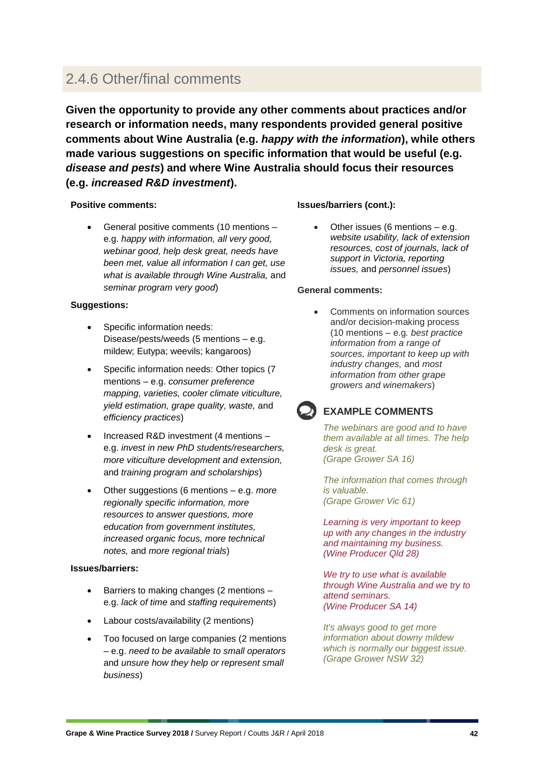## 2.4.6 Other/final comments

**Given the opportunity to provide any other comments about practices and/or research or information needs, many respondents provided general positive comments about Wine Australia (e.g. *happy with the information*), while others made various suggestions on specific information that would be useful (e.g. *disease and pests*) and where Wine Australia should focus their resources (e.g. *increased R&D investment*).**

**Positive comments:**

- General positive comments (10 mentions – e.g. *happy with information, all very good, webinar good, help desk great, needs have been met, value all information I can get, use what is available through Wine Australia,* and *seminar program very good*)

**Suggestions:**

- Specific information needs: Disease/pests/weeds (5 mentions – e.g. mildew; Eutypa; weevils; kangaroos)
- Specific information needs: Other topics (7 mentions – e.g. *consumer preference mapping, varieties, cooler climate viticulture, yield estimation, grape quality, waste,* and *efficiency practices*)
- Increased R&D investment (4 mentions – e.g. *invest in new PhD students/researchers, more viticulture development and extension,* and *training program and scholarships*)
- Other suggestions (6 mentions – e.g. *more regionally specific information, more resources to answer questions, more education from government institutes, increased organic focus, more technical notes,* and *more regional trials*)

**Issues/barriers:**

- Barriers to making changes (2 mentions – e.g. *lack of time* and *staffing requirements*)
- Labour costs/availability (2 mentions)
- Too focused on large companies (2 mentions – e.g. *need to be available to small operators* and *unsure how they help or represent small business*)

**Issues/barriers (cont.):**

- Other issues (6 mentions – e.g. *website usability, lack of extension resources, cost of journals, lack of support in Victoria, reporting issues,* and *personnel issues*)

**General comments:**

- Comments on information sources and/or decision-making process (10 mentions – e.g. *best practice information from a range of sources, important to keep up with industry changes,* and *most information from other grape growers and winemakers*)

### EXAMPLE COMMENTS

*The webinars are good and to have them available at all times. The help desk is great.*
*(Grape Grower SA 16)*

*The information that comes through is valuable.*
*(Grape Grower Vic 61)*

*Learning is very important to keep up with any changes in the industry and maintaining my business.*
*(Wine Producer Qld 28)*

*We try to use what is available through Wine Australia and we try to attend seminars.*
*(Wine Producer SA 14)*

*It's always good to get more information about downy mildew which is normally our biggest issue.*
*(Grape Grower NSW 32)*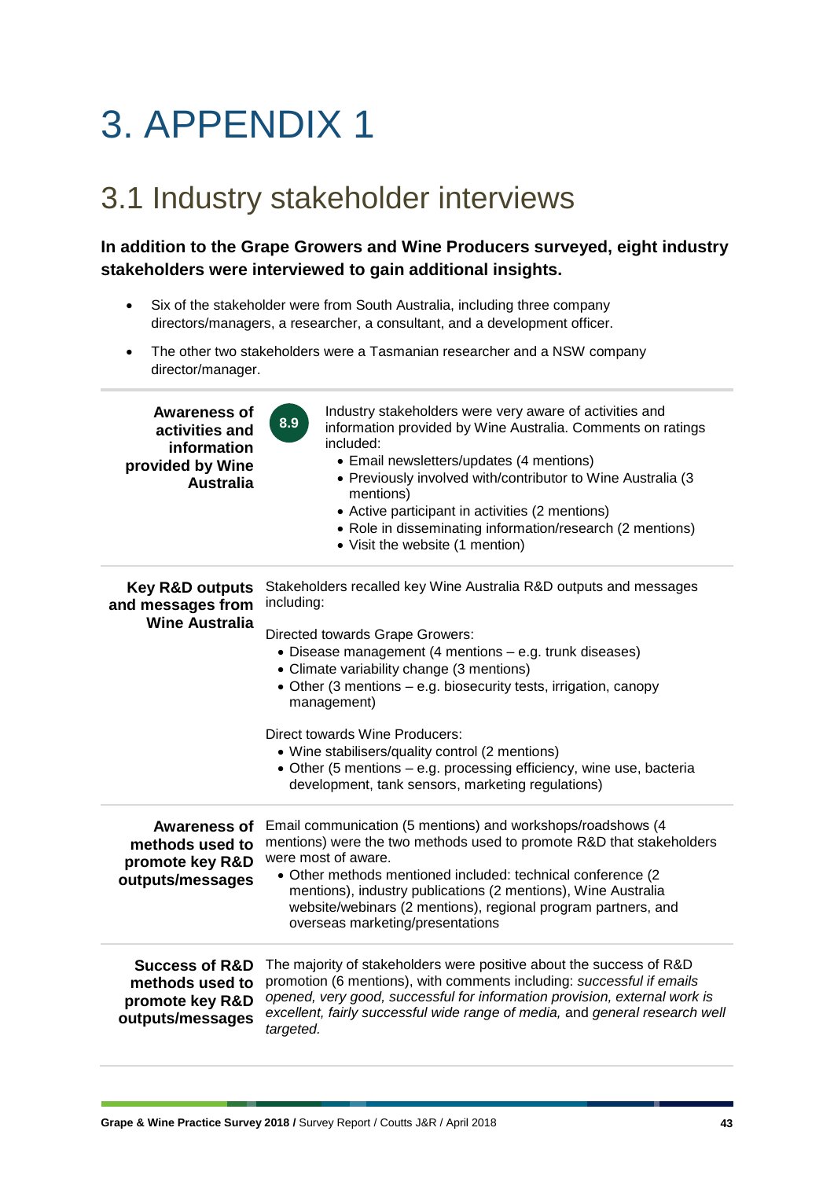# 3. APPENDIX 1

## 3.1 Industry stakeholder interviews

**In addition to the Grape Growers and Wine Producers surveyed, eight industry stakeholders were interviewed to gain additional insights.**

- Six of the stakeholder were from South Australia, including three company directors/managers, a researcher, a consultant, and a development officer.
- The other two stakeholders were a Tasmanian researcher and a NSW company director/manager.

---

**Awareness of activities and information provided by Wine Australia**

**8.9**

Industry stakeholders were very aware of activities and information provided by Wine Australia. Comments on ratings included:

- Email newsletters/updates (4 mentions)
- Previously involved with/contributor to Wine Australia (3 mentions)
- Active participant in activities (2 mentions)
- Role in disseminating information/research (2 mentions)
- Visit the website (1 mention)

---

**Key R&D outputs and messages from Wine Australia**

Stakeholders recalled key Wine Australia R&D outputs and messages including:

Directed towards Grape Growers:

- Disease management (4 mentions – e.g. trunk diseases)
- Climate variability change (3 mentions)
- Other (3 mentions – e.g. biosecurity tests, irrigation, canopy management)

Direct towards Wine Producers:

- Wine stabilisers/quality control (2 mentions)
- Other (5 mentions – e.g. processing efficiency, wine use, bacteria development, tank sensors, marketing regulations)

---

**Awareness of methods used to promote key R&D outputs/messages**

Email communication (5 mentions) and workshops/roadshows (4 mentions) were the two methods used to promote R&D that stakeholders were most of aware.

- Other methods mentioned included: technical conference (2 mentions), industry publications (2 mentions), Wine Australia website/webinars (2 mentions), regional program partners, and overseas marketing/presentations

---

**Success of R&D methods used to promote key R&D outputs/messages**

The majority of stakeholders were positive about the success of R&D promotion (6 mentions), with comments including: *successful if emails opened, very good, successful for information provision, external work is excellent, fairly successful wide range of media,* and *general research well targeted.*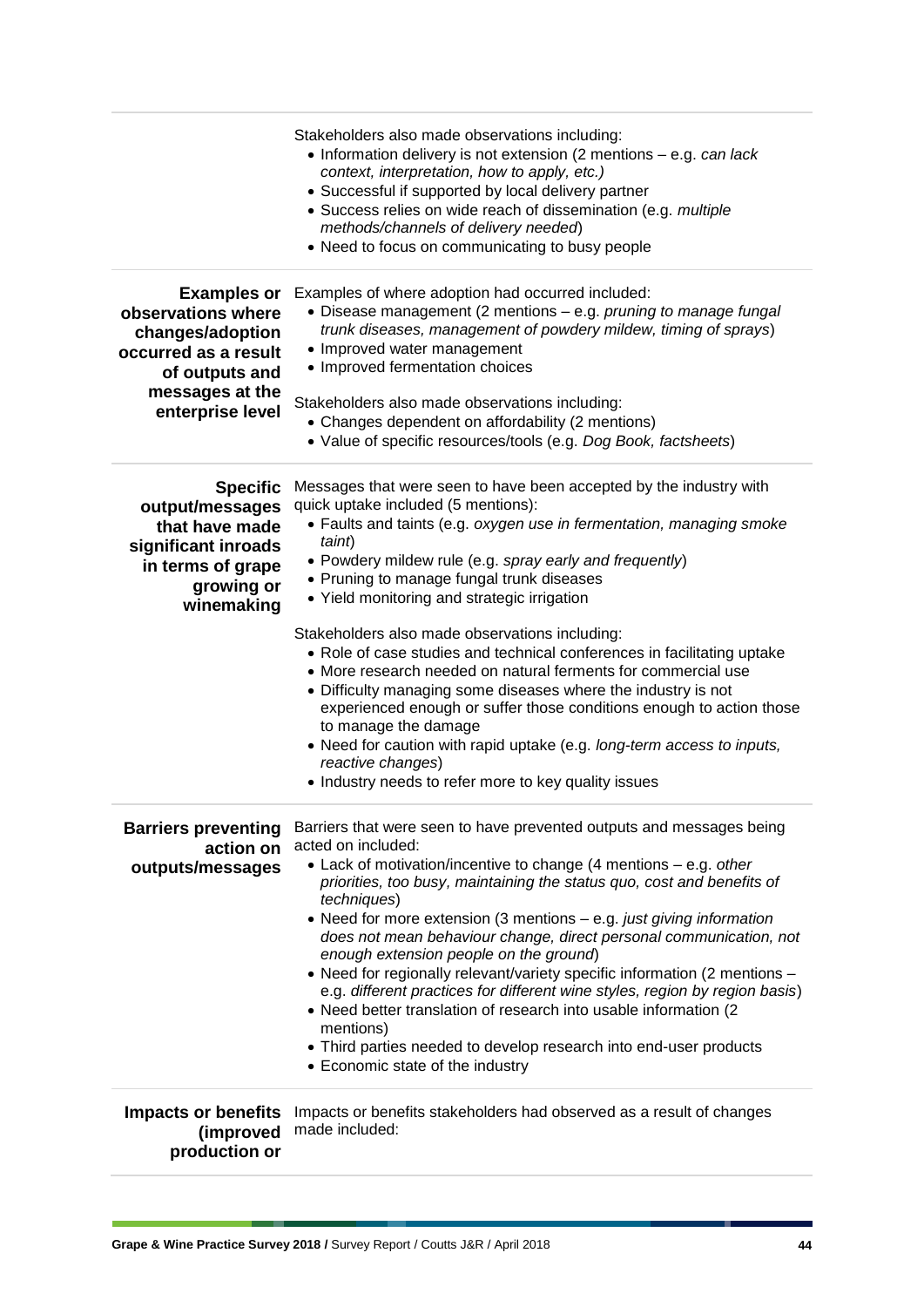| | |
|---|---|
| | Stakeholders also made observations including:<br>• Information delivery is not extension (2 mentions – e.g. *can lack context, interpretation, how to apply, etc.)*<br>• Successful if supported by local delivery partner<br>• Success relies on wide reach of dissemination (e.g. *multiple methods/channels of delivery needed*)<br>• Need to focus on communicating to busy people |
| **Examples or observations where changes/adoption occurred as a result of outputs and messages at the enterprise level** | Examples of where adoption had occurred included:<br>• Disease management (2 mentions – e.g. *pruning to manage fungal trunk diseases, management of powdery mildew, timing of sprays*)<br>• Improved water management<br>• Improved fermentation choices<br><br>Stakeholders also made observations including:<br>• Changes dependent on affordability (2 mentions)<br>• Value of specific resources/tools (e.g. *Dog Book, factsheets*) |
| **Specific output/messages that have made significant inroads in terms of grape growing or winemaking** | Messages that were seen to have been accepted by the industry with quick uptake included (5 mentions):<br>• Faults and taints (e.g. *oxygen use in fermentation, managing smoke taint*)<br>• Powdery mildew rule (e.g. *spray early and frequently*)<br>• Pruning to manage fungal trunk diseases<br>• Yield monitoring and strategic irrigation<br><br>Stakeholders also made observations including:<br>• Role of case studies and technical conferences in facilitating uptake<br>• More research needed on natural ferments for commercial use<br>• Difficulty managing some diseases where the industry is not experienced enough or suffer those conditions enough to action those to manage the damage<br>• Need for caution with rapid uptake (e.g. *long-term access to inputs, reactive changes*)<br>• Industry needs to refer more to key quality issues |
| **Barriers preventing action on outputs/messages** | Barriers that were seen to have prevented outputs and messages being acted on included:<br>• Lack of motivation/incentive to change (4 mentions – e.g. *other priorities, too busy, maintaining the status quo, cost and benefits of techniques*)<br>• Need for more extension (3 mentions – e.g. *just giving information does not mean behaviour change, direct personal communication, not enough extension people on the ground*)<br>• Need for regionally relevant/variety specific information (2 mentions – e.g. *different practices for different wine styles, region by region basis*)<br>• Need better translation of research into usable information (2 mentions)<br>• Third parties needed to develop research into end-user products<br>• Economic state of the industry |
| **Impacts or benefits (improved production or** | Impacts or benefits stakeholders had observed as a result of changes made included: |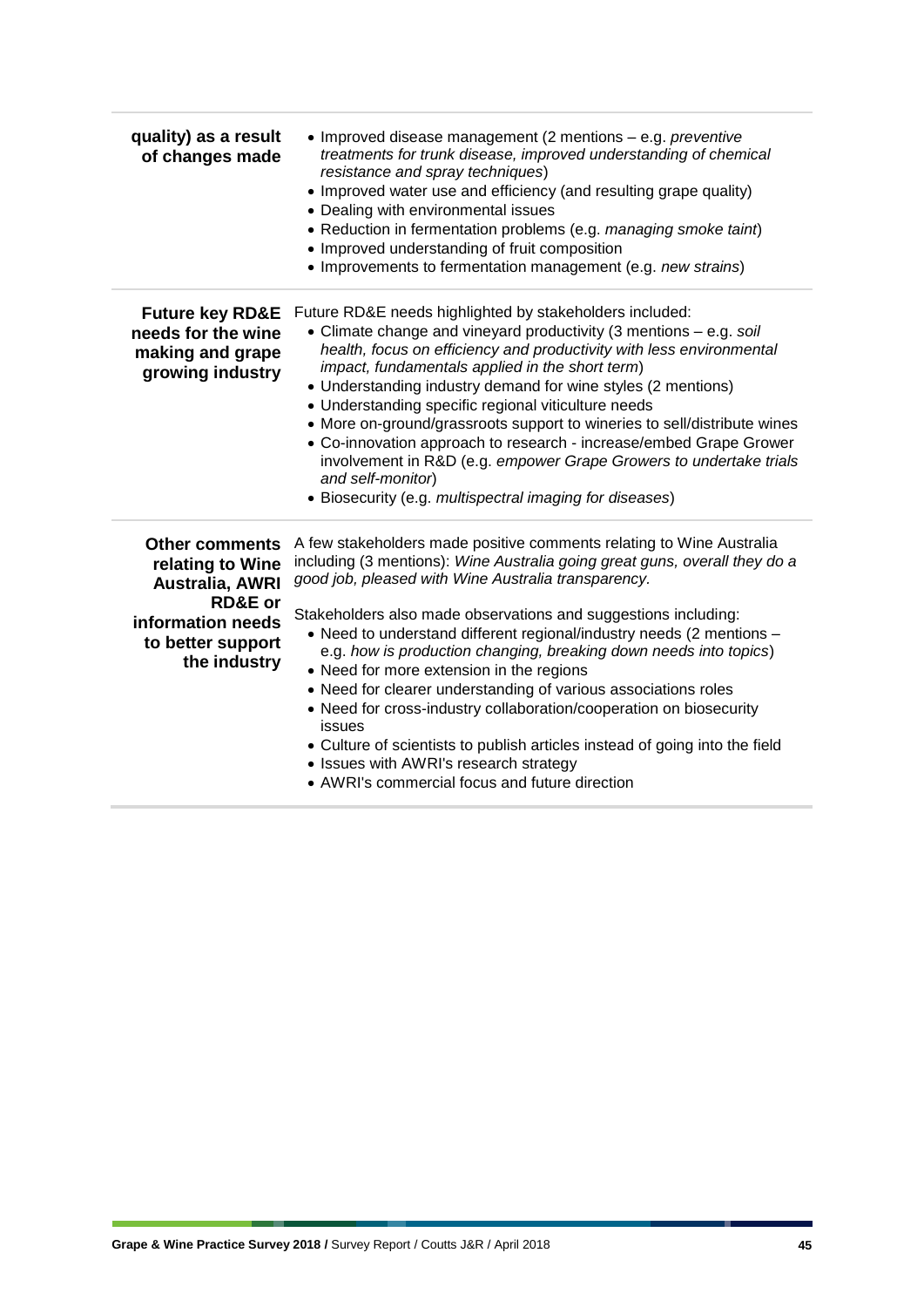| | |
|---|---|
| **quality) as a result of changes made** | • Improved disease management (2 mentions – e.g. *preventive treatments for trunk disease, improved understanding of chemical resistance and spray techniques*)<br>• Improved water use and efficiency (and resulting grape quality)<br>• Dealing with environmental issues<br>• Reduction in fermentation problems (e.g. *managing smoke taint*)<br>• Improved understanding of fruit composition<br>• Improvements to fermentation management (e.g. *new strains*) |
| **Future key RD&E needs for the wine making and grape growing industry** | Future RD&E needs highlighted by stakeholders included:<br>• Climate change and vineyard productivity (3 mentions – e.g. *soil health, focus on efficiency and productivity with less environmental impact, fundamentals applied in the short term*)<br>• Understanding industry demand for wine styles (2 mentions)<br>• Understanding specific regional viticulture needs<br>• More on-ground/grassroots support to wineries to sell/distribute wines<br>• Co-innovation approach to research - increase/embed Grape Grower involvement in R&D (e.g. *empower Grape Growers to undertake trials and self-monitor*)<br>• Biosecurity (e.g. *multispectral imaging for diseases*) |
| **Other comments relating to Wine Australia, AWRI RD&E or information needs to better support the industry** | A few stakeholders made positive comments relating to Wine Australia including (3 mentions): *Wine Australia going great guns, overall they do a good job, pleased with Wine Australia transparency.*<br><br>Stakeholders also made observations and suggestions including:<br>• Need to understand different regional/industry needs (2 mentions – e.g. *how is production changing, breaking down needs into topics*)<br>• Need for more extension in the regions<br>• Need for clearer understanding of various associations roles<br>• Need for cross-industry collaboration/cooperation on biosecurity issues<br>• Culture of scientists to publish articles instead of going into the field<br>• Issues with AWRI's research strategy<br>• AWRI's commercial focus and future direction |